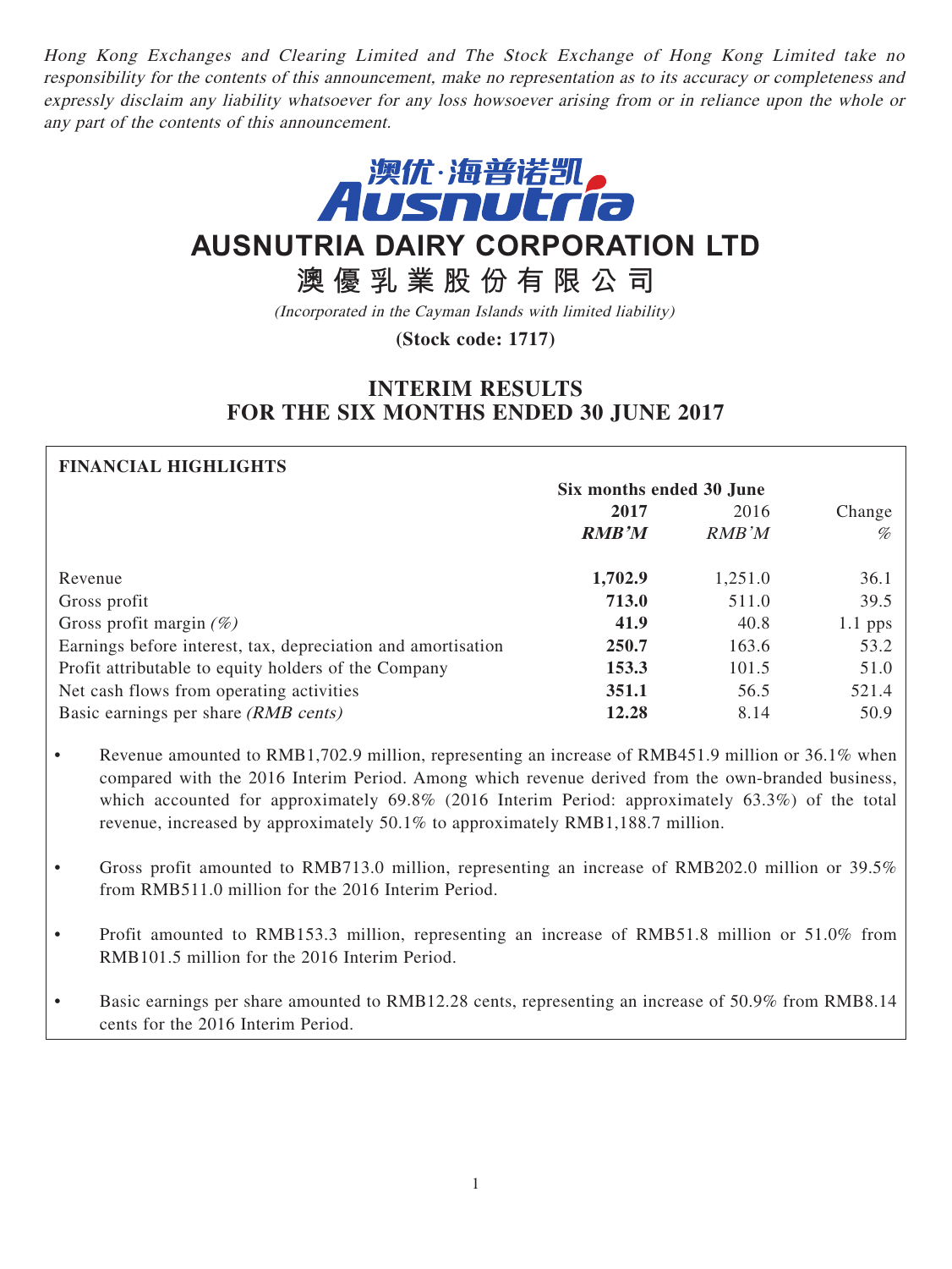*Hong Kong Exchanges and Clearing Limited and The Stock Exchange of Hong Kong Limited take no responsibility for the contents of this announcement, make no representation as to its accuracy or completeness and expressly disclaim any liability whatsoever for any loss howsoever arising from or in reliance upon the whole or any part of the contents of this announcement.*

# AUSNUTRIA DAIRY CORPORATION LTD

# 澳優乳業股份有限公司

*(Incorporated in the Cayman Islands with limited liability)*

**(Stock code: 1717)**

## INTERIM RESULTS FOR THE SIX MONTHS ENDED 30 JUNE 2017

**FINANCIAL HIGHLIGHTS**

| | Six months ended 30 June | | |
|---|---|---|---|
| | **2017** | 2016 | Change |
| | ***RMB'M*** | *RMB'M* | *%* |
| Revenue | **1,702.9** | 1,251.0 | 36.1 |
| Gross profit | **713.0** | 511.0 | 39.5 |
| Gross profit margin *(%)* | **41.9** | 40.8 | 1.1 pps |
| Earnings before interest, tax, depreciation and amortisation | **250.7** | 163.6 | 53.2 |
| Profit attributable to equity holders of the Company | **153.3** | 101.5 | 51.0 |
| Net cash flows from operating activities | **351.1** | 56.5 | 521.4 |
| Basic earnings per share *(RMB cents)* | **12.28** | 8.14 | 50.9 |

- Revenue amounted to RMB1,702.9 million, representing an increase of RMB451.9 million or 36.1% when compared with the 2016 Interim Period. Among which revenue derived from the own-branded business, which accounted for approximately 69.8% (2016 Interim Period: approximately 63.3%) of the total revenue, increased by approximately 50.1% to approximately RMB1,188.7 million.
- Gross profit amounted to RMB713.0 million, representing an increase of RMB202.0 million or 39.5% from RMB511.0 million for the 2016 Interim Period.
- Profit amounted to RMB153.3 million, representing an increase of RMB51.8 million or 51.0% from RMB101.5 million for the 2016 Interim Period.
- Basic earnings per share amounted to RMB12.28 cents, representing an increase of 50.9% from RMB8.14 cents for the 2016 Interim Period.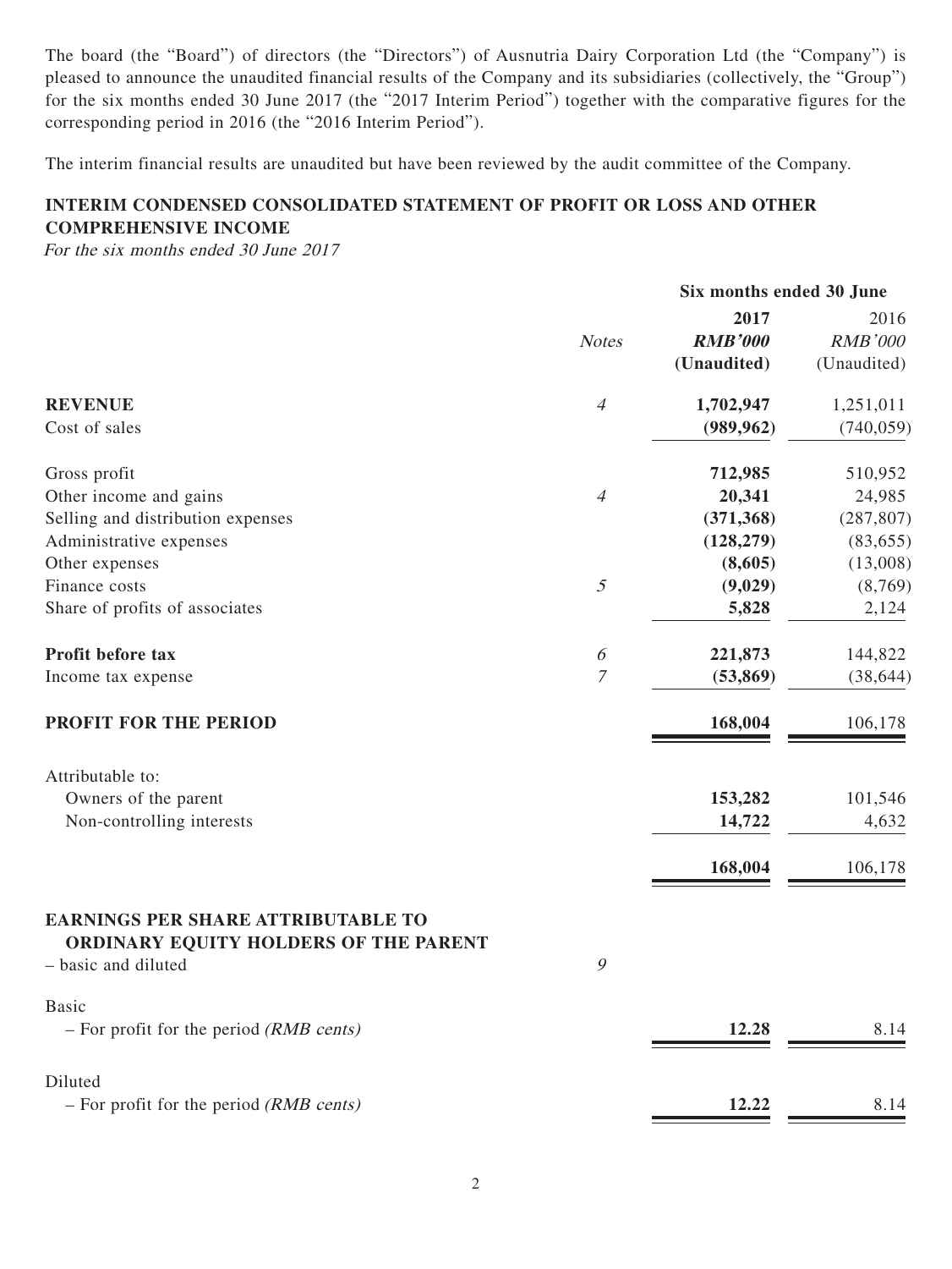The board (the "Board") of directors (the "Directors") of Ausnutria Dairy Corporation Ltd (the "Company") is pleased to announce the unaudited financial results of the Company and its subsidiaries (collectively, the "Group") for the six months ended 30 June 2017 (the "2017 Interim Period") together with the comparative figures for the corresponding period in 2016 (the "2016 Interim Period").

The interim financial results are unaudited but have been reviewed by the audit committee of the Company.

## INTERIM CONDENSED CONSOLIDATED STATEMENT OF PROFIT OR LOSS AND OTHER COMPREHENSIVE INCOME

*For the six months ended 30 June 2017*

| | | Six months ended 30 June | |
|---|---|---|---|
| | *Notes* | **2017** | 2016 |
| | | ***RMB'000*** | *RMB'000* |
| | | **(Unaudited)** | (Unaudited) |
| **REVENUE** | *4* | **1,702,947** | 1,251,011 |
| Cost of sales | | **(989,962)** | (740,059) |
| Gross profit | | **712,985** | 510,952 |
| Other income and gains | *4* | **20,341** | 24,985 |
| Selling and distribution expenses | | **(371,368)** | (287,807) |
| Administrative expenses | | **(128,279)** | (83,655) |
| Other expenses | | **(8,605)** | (13,008) |
| Finance costs | *5* | **(9,029)** | (8,769) |
| Share of profits of associates | | **5,828** | 2,124 |
| **Profit before tax** | *6* | **221,873** | 144,822 |
| Income tax expense | *7* | **(53,869)** | (38,644) |
| **PROFIT FOR THE PERIOD** | | **168,004** | 106,178 |
| Attributable to: | | | |
| Owners of the parent | | **153,282** | 101,546 |
| Non-controlling interests | | **14,722** | 4,632 |
| | | **168,004** | 106,178 |
| **EARNINGS PER SHARE ATTRIBUTABLE TO ORDINARY EQUITY HOLDERS OF THE PARENT** | | | |
| – basic and diluted | *9* | | |
| Basic | | | |
| – For profit for the period *(RMB cents)* | | **12.28** | 8.14 |
| Diluted | | | |
| – For profit for the period *(RMB cents)* | | **12.22** | 8.14 |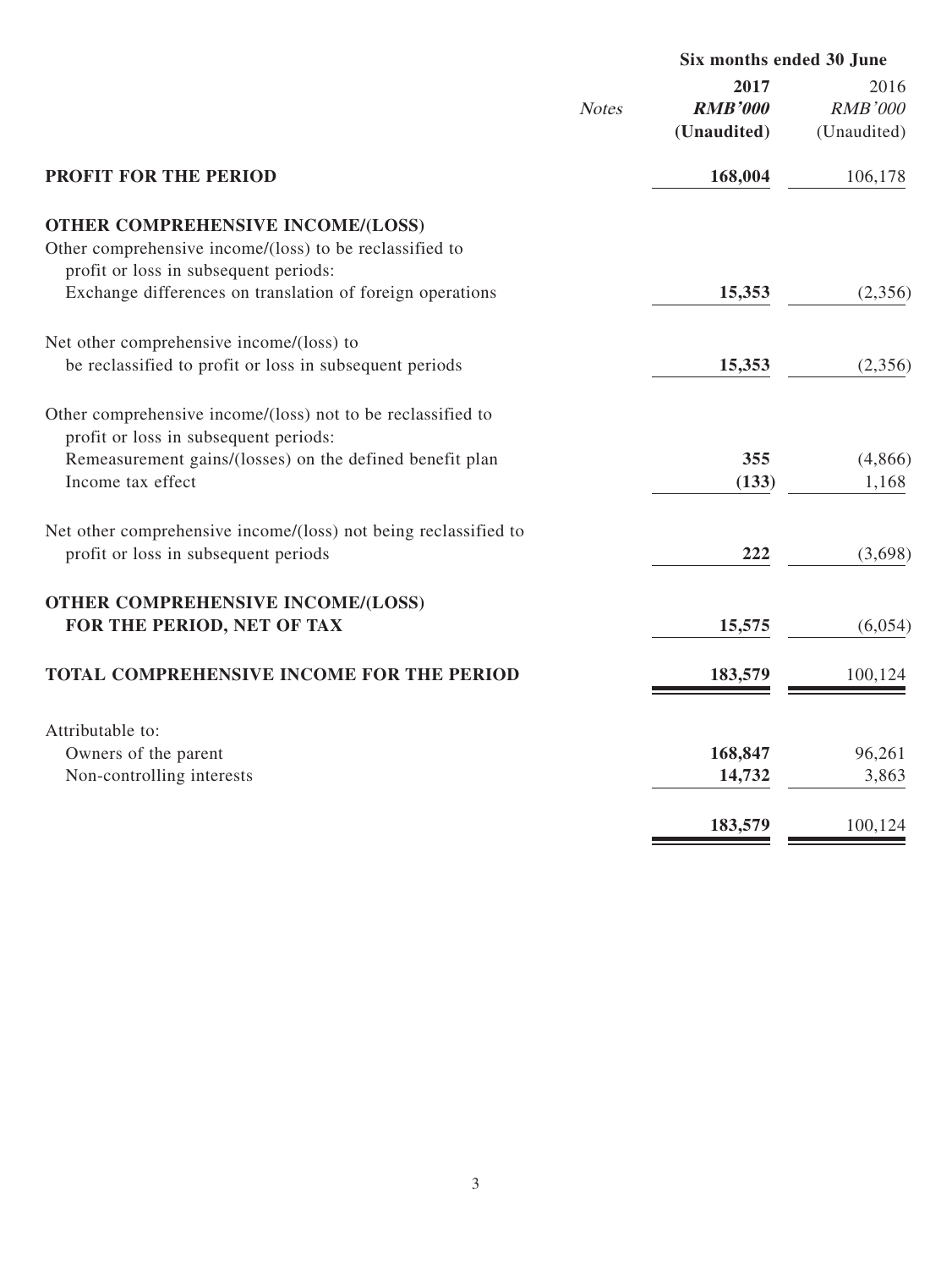| | Notes | Six months ended 30 June | |
|---|---|---|---|
| | | **2017** | 2016 |
| | | ***RMB'000*** | *RMB'000* |
| | | **(Unaudited)** | (Unaudited) |
| **PROFIT FOR THE PERIOD** | | **168,004** | 106,178 |
| **OTHER COMPREHENSIVE INCOME/(LOSS)** | | | |
| Other comprehensive income/(loss) to be reclassified to profit or loss in subsequent periods: | | | |
| Exchange differences on translation of foreign operations | | **15,353** | (2,356) |
| Net other comprehensive income/(loss) to be reclassified to profit or loss in subsequent periods | | **15,353** | (2,356) |
| Other comprehensive income/(loss) not to be reclassified to profit or loss in subsequent periods: | | | |
| Remeasurement gains/(losses) on the defined benefit plan | | **355** | (4,866) |
| Income tax effect | | **(133)** | 1,168 |
| Net other comprehensive income/(loss) not being reclassified to profit or loss in subsequent periods | | **222** | (3,698) |
| **OTHER COMPREHENSIVE INCOME/(LOSS) FOR THE PERIOD, NET OF TAX** | | **15,575** | (6,054) |
| **TOTAL COMPREHENSIVE INCOME FOR THE PERIOD** | | **183,579** | 100,124 |
| Attributable to: | | | |
| Owners of the parent | | **168,847** | 96,261 |
| Non-controlling interests | | **14,732** | 3,863 |
| | | **183,579** | 100,124 |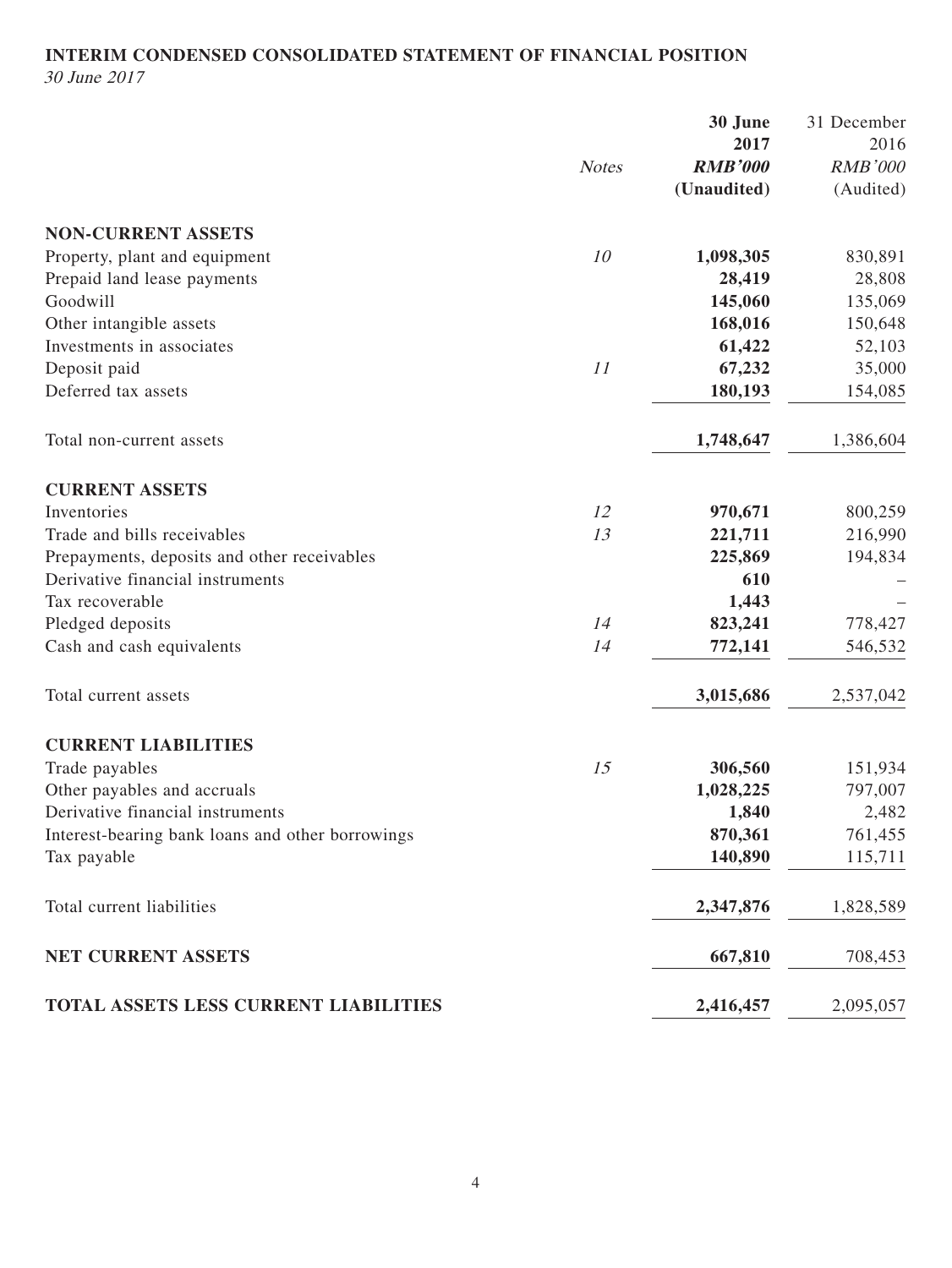# INTERIM CONDENSED CONSOLIDATED STATEMENT OF FINANCIAL POSITION

*30 June 2017*

| | Notes | 30 June 2017 RMB'000 (Unaudited) | 31 December 2016 RMB'000 (Audited) |
|---|---|---|---|
| **NON-CURRENT ASSETS** | | | |
| Property, plant and equipment | 10 | **1,098,305** | 830,891 |
| Prepaid land lease payments | | **28,419** | 28,808 |
| Goodwill | | **145,060** | 135,069 |
| Other intangible assets | | **168,016** | 150,648 |
| Investments in associates | | **61,422** | 52,103 |
| Deposit paid | 11 | **67,232** | 35,000 |
| Deferred tax assets | | **180,193** | 154,085 |
| Total non-current assets | | **1,748,647** | 1,386,604 |
| **CURRENT ASSETS** | | | |
| Inventories | 12 | **970,671** | 800,259 |
| Trade and bills receivables | 13 | **221,711** | 216,990 |
| Prepayments, deposits and other receivables | | **225,869** | 194,834 |
| Derivative financial instruments | | **610** | – |
| Tax recoverable | | **1,443** | – |
| Pledged deposits | 14 | **823,241** | 778,427 |
| Cash and cash equivalents | 14 | **772,141** | 546,532 |
| Total current assets | | **3,015,686** | 2,537,042 |
| **CURRENT LIABILITIES** | | | |
| Trade payables | 15 | **306,560** | 151,934 |
| Other payables and accruals | | **1,028,225** | 797,007 |
| Derivative financial instruments | | **1,840** | 2,482 |
| Interest-bearing bank loans and other borrowings | | **870,361** | 761,455 |
| Tax payable | | **140,890** | 115,711 |
| Total current liabilities | | **2,347,876** | 1,828,589 |
| **NET CURRENT ASSETS** | | **667,810** | 708,453 |
| **TOTAL ASSETS LESS CURRENT LIABILITIES** | | **2,416,457** | 2,095,057 |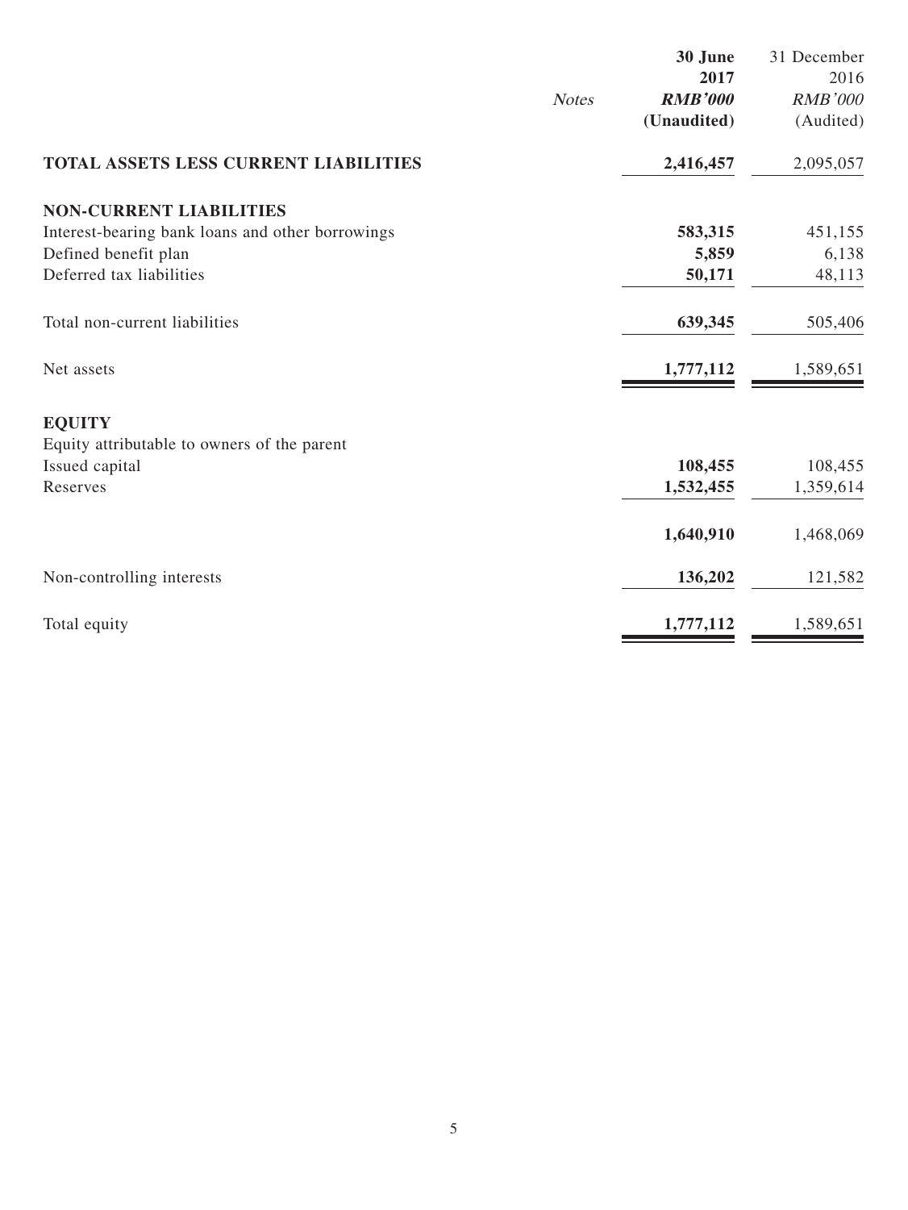| | Notes | **30 June 2017 RMB'000 (Unaudited)** | 31 December 2016 RMB'000 (Audited) |
|---|---|---|---|
| **TOTAL ASSETS LESS CURRENT LIABILITIES** | | **2,416,457** | 2,095,057 |
| **NON-CURRENT LIABILITIES** | | | |
| Interest-bearing bank loans and other borrowings | | **583,315** | 451,155 |
| Defined benefit plan | | **5,859** | 6,138 |
| Deferred tax liabilities | | **50,171** | 48,113 |
| Total non-current liabilities | | **639,345** | 505,406 |
| Net assets | | **1,777,112** | 1,589,651 |
| **EQUITY** | | | |
| Equity attributable to owners of the parent | | | |
| Issued capital | | **108,455** | 108,455 |
| Reserves | | **1,532,455** | 1,359,614 |
| | | **1,640,910** | 1,468,069 |
| Non-controlling interests | | **136,202** | 121,582 |
| Total equity | | **1,777,112** | 1,589,651 |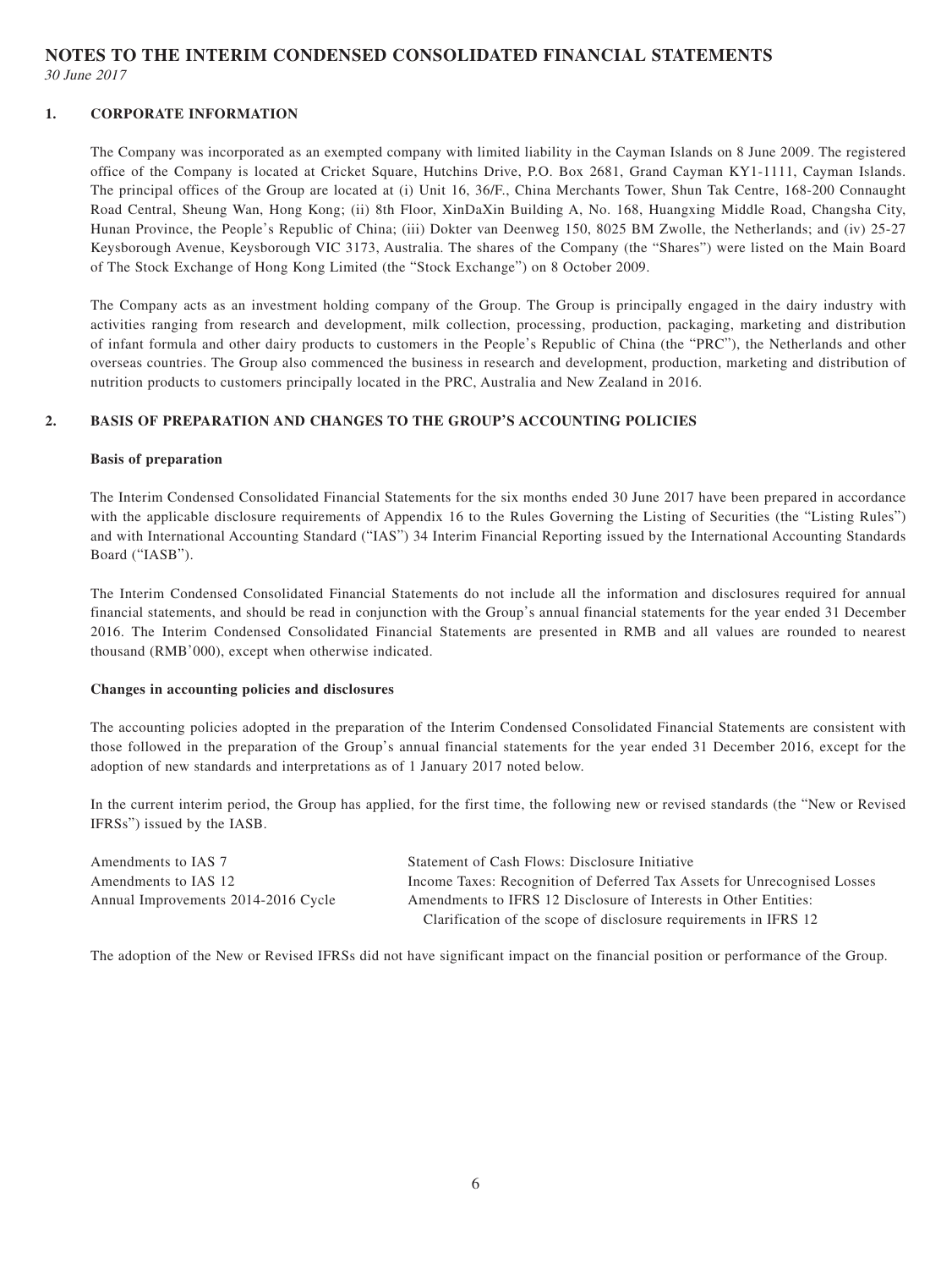# NOTES TO THE INTERIM CONDENSED CONSOLIDATED FINANCIAL STATEMENTS

*30 June 2017*

## 1. CORPORATE INFORMATION

The Company was incorporated as an exempted company with limited liability in the Cayman Islands on 8 June 2009. The registered office of the Company is located at Cricket Square, Hutchins Drive, P.O. Box 2681, Grand Cayman KY1-1111, Cayman Islands. The principal offices of the Group are located at (i) Unit 16, 36/F., China Merchants Tower, Shun Tak Centre, 168-200 Connaught Road Central, Sheung Wan, Hong Kong; (ii) 8th Floor, XinDaXin Building A, No. 168, Huangxing Middle Road, Changsha City, Hunan Province, the People's Republic of China; (iii) Dokter van Deenweg 150, 8025 BM Zwolle, the Netherlands; and (iv) 25-27 Keysborough Avenue, Keysborough VIC 3173, Australia. The shares of the Company (the "Shares") were listed on the Main Board of The Stock Exchange of Hong Kong Limited (the "Stock Exchange") on 8 October 2009.

The Company acts as an investment holding company of the Group. The Group is principally engaged in the dairy industry with activities ranging from research and development, milk collection, processing, production, packaging, marketing and distribution of infant formula and other dairy products to customers in the People's Republic of China (the "PRC"), the Netherlands and other overseas countries. The Group also commenced the business in research and development, production, marketing and distribution of nutrition products to customers principally located in the PRC, Australia and New Zealand in 2016.

## 2. BASIS OF PREPARATION AND CHANGES TO THE GROUP'S ACCOUNTING POLICIES

**Basis of preparation**

The Interim Condensed Consolidated Financial Statements for the six months ended 30 June 2017 have been prepared in accordance with the applicable disclosure requirements of Appendix 16 to the Rules Governing the Listing of Securities (the "Listing Rules") and with International Accounting Standard ("IAS") 34 Interim Financial Reporting issued by the International Accounting Standards Board ("IASB").

The Interim Condensed Consolidated Financial Statements do not include all the information and disclosures required for annual financial statements, and should be read in conjunction with the Group's annual financial statements for the year ended 31 December 2016. The Interim Condensed Consolidated Financial Statements are presented in RMB and all values are rounded to nearest thousand (RMB'000), except when otherwise indicated.

**Changes in accounting policies and disclosures**

The accounting policies adopted in the preparation of the Interim Condensed Consolidated Financial Statements are consistent with those followed in the preparation of the Group's annual financial statements for the year ended 31 December 2016, except for the adoption of new standards and interpretations as of 1 January 2017 noted below.

In the current interim period, the Group has applied, for the first time, the following new or revised standards (the "New or Revised IFRSs") issued by the IASB.

| | |
|---|---|
| Amendments to IAS 7 | Statement of Cash Flows: Disclosure Initiative |
| Amendments to IAS 12 | Income Taxes: Recognition of Deferred Tax Assets for Unrecognised Losses |
| Annual Improvements 2014-2016 Cycle | Amendments to IFRS 12 Disclosure of Interests in Other Entities: Clarification of the scope of disclosure requirements in IFRS 12 |

The adoption of the New or Revised IFRSs did not have significant impact on the financial position or performance of the Group.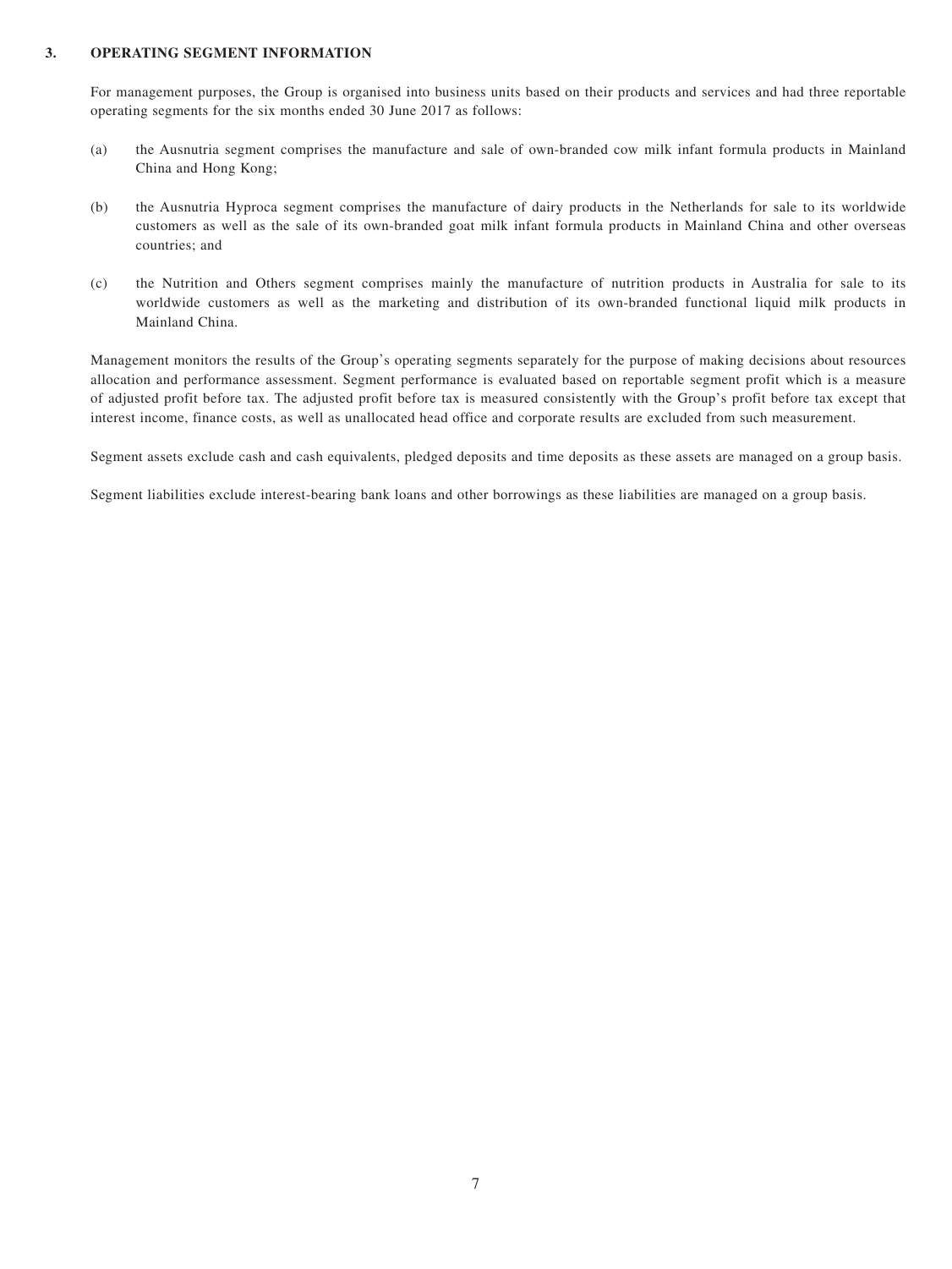## 3. OPERATING SEGMENT INFORMATION

For management purposes, the Group is organised into business units based on their products and services and had three reportable operating segments for the six months ended 30 June 2017 as follows:

(a) the Ausnutria segment comprises the manufacture and sale of own-branded cow milk infant formula products in Mainland China and Hong Kong;

(b) the Ausnutria Hyproca segment comprises the manufacture of dairy products in the Netherlands for sale to its worldwide customers as well as the sale of its own-branded goat milk infant formula products in Mainland China and other overseas countries; and

(c) the Nutrition and Others segment comprises mainly the manufacture of nutrition products in Australia for sale to its worldwide customers as well as the marketing and distribution of its own-branded functional liquid milk products in Mainland China.

Management monitors the results of the Group's operating segments separately for the purpose of making decisions about resources allocation and performance assessment. Segment performance is evaluated based on reportable segment profit which is a measure of adjusted profit before tax. The adjusted profit before tax is measured consistently with the Group's profit before tax except that interest income, finance costs, as well as unallocated head office and corporate results are excluded from such measurement.

Segment assets exclude cash and cash equivalents, pledged deposits and time deposits as these assets are managed on a group basis.

Segment liabilities exclude interest-bearing bank loans and other borrowings as these liabilities are managed on a group basis.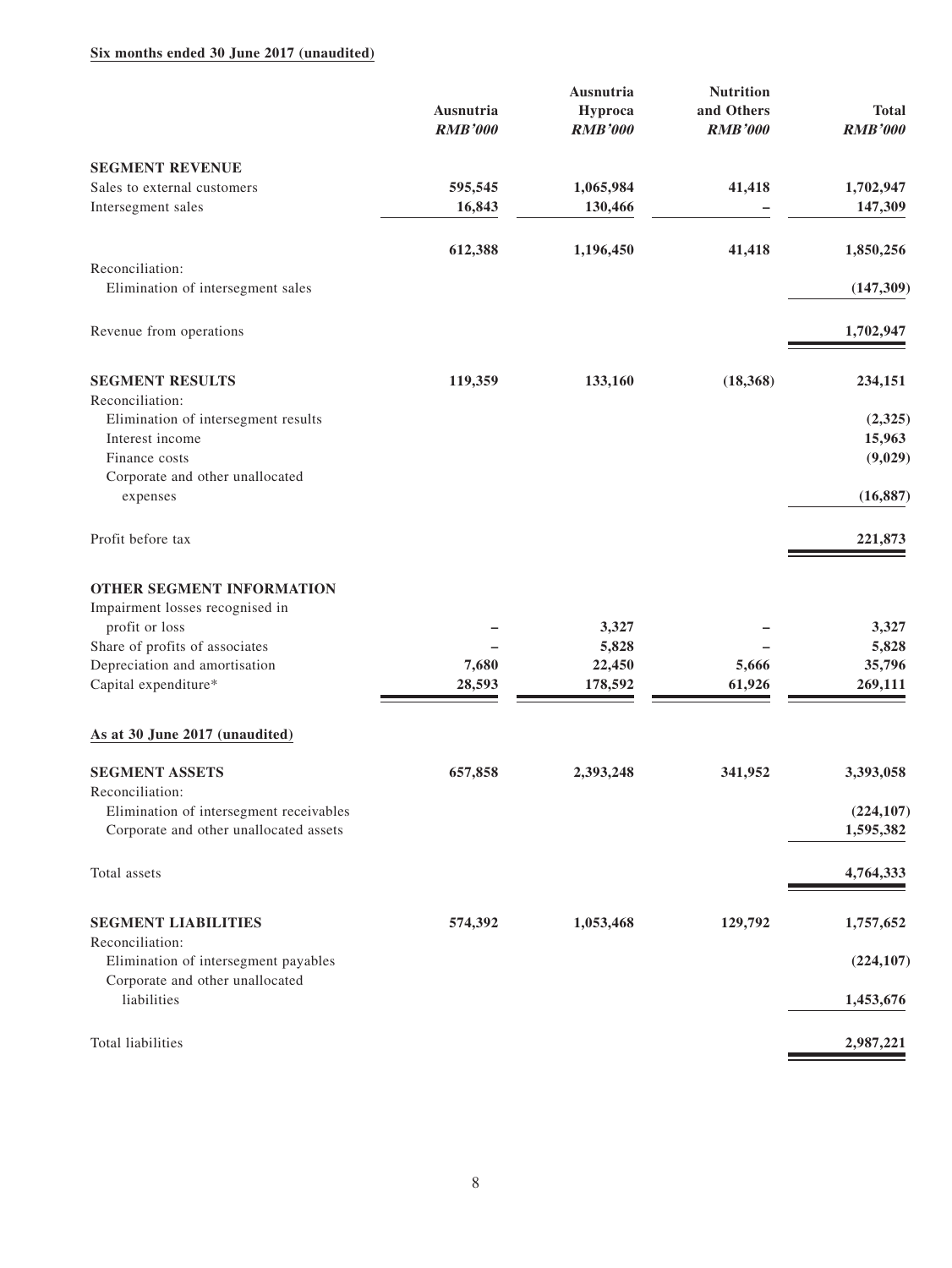**Six months ended 30 June 2017 (unaudited)**

| | Ausnutria *RMB'000* | Ausnutria Hyproca *RMB'000* | Nutrition and Others *RMB'000* | Total *RMB'000* |
|---|---|---|---|---|
| **SEGMENT REVENUE** | | | | |
| Sales to external customers | **595,545** | **1,065,984** | **41,418** | **1,702,947** |
| Intersegment sales | **16,843** | **130,466** | **–** | **147,309** |
| | **612,388** | **1,196,450** | **41,418** | **1,850,256** |
| Reconciliation: | | | | |
| Elimination of intersegment sales | | | | **(147,309)** |
| Revenue from operations | | | | **1,702,947** |
| **SEGMENT RESULTS** | **119,359** | **133,160** | **(18,368)** | **234,151** |
| Reconciliation: | | | | |
| Elimination of intersegment results | | | | **(2,325)** |
| Interest income | | | | **15,963** |
| Finance costs | | | | **(9,029)** |
| Corporate and other unallocated expenses | | | | **(16,887)** |
| Profit before tax | | | | **221,873** |
| **OTHER SEGMENT INFORMATION** | | | | |
| Impairment losses recognised in profit or loss | **–** | **3,327** | **–** | **3,327** |
| Share of profits of associates | **–** | **5,828** | **–** | **5,828** |
| Depreciation and amortisation | **7,680** | **22,450** | **5,666** | **35,796** |
| Capital expenditure* | **28,593** | **178,592** | **61,926** | **269,111** |

**As at 30 June 2017 (unaudited)**

| | Ausnutria *RMB'000* | Ausnutria Hyproca *RMB'000* | Nutrition and Others *RMB'000* | Total *RMB'000* |
|---|---|---|---|---|
| **SEGMENT ASSETS** | **657,858** | **2,393,248** | **341,952** | **3,393,058** |
| Reconciliation: | | | | |
| Elimination of intersegment receivables | | | | **(224,107)** |
| Corporate and other unallocated assets | | | | **1,595,382** |
| Total assets | | | | **4,764,333** |
| **SEGMENT LIABILITIES** | **574,392** | **1,053,468** | **129,792** | **1,757,652** |
| Reconciliation: | | | | |
| Elimination of intersegment payables | | | | **(224,107)** |
| Corporate and other unallocated liabilities | | | | **1,453,676** |
| Total liabilities | | | | **2,987,221** |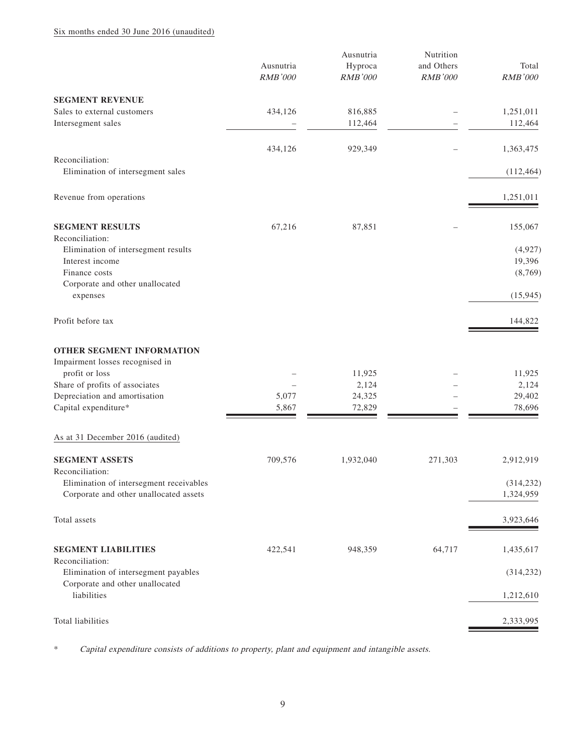Six months ended 30 June 2016 (unaudited)

| | Ausnutria<br>*RMB'000* | Ausnutria Hyproca<br>*RMB'000* | Nutrition and Others<br>*RMB'000* | Total<br>*RMB'000* |
|---|---|---|---|---|
| **SEGMENT REVENUE** | | | | |
| Sales to external customers | 434,126 | 816,885 | – | 1,251,011 |
| Intersegment sales | – | 112,464 | – | 112,464 |
| | 434,126 | 929,349 | – | 1,363,475 |
| Reconciliation: | | | | |
| Elimination of intersegment sales | | | | (112,464) |
| Revenue from operations | | | | 1,251,011 |
| **SEGMENT RESULTS** | 67,216 | 87,851 | – | 155,067 |
| Reconciliation: | | | | |
| Elimination of intersegment results | | | | (4,927) |
| Interest income | | | | 19,396 |
| Finance costs | | | | (8,769) |
| Corporate and other unallocated expenses | | | | (15,945) |
| Profit before tax | | | | 144,822 |
| **OTHER SEGMENT INFORMATION** | | | | |
| Impairment losses recognised in profit or loss | – | 11,925 | – | 11,925 |
| Share of profits of associates | – | 2,124 | – | 2,124 |
| Depreciation and amortisation | 5,077 | 24,325 | – | 29,402 |
| Capital expenditure* | 5,867 | 72,829 | – | 78,696 |

As at 31 December 2016 (audited)

| | Ausnutria<br>*RMB'000* | Ausnutria Hyproca<br>*RMB'000* | Nutrition and Others<br>*RMB'000* | Total<br>*RMB'000* |
|---|---|---|---|---|
| **SEGMENT ASSETS** | 709,576 | 1,932,040 | 271,303 | 2,912,919 |
| Reconciliation: | | | | |
| Elimination of intersegment receivables | | | | (314,232) |
| Corporate and other unallocated assets | | | | 1,324,959 |
| Total assets | | | | 3,923,646 |
| **SEGMENT LIABILITIES** | 422,541 | 948,359 | 64,717 | 1,435,617 |
| Reconciliation: | | | | |
| Elimination of intersegment payables | | | | (314,232) |
| Corporate and other unallocated liabilities | | | | 1,212,610 |
| Total liabilities | | | | 2,333,995 |

\* *Capital expenditure consists of additions to property, plant and equipment and intangible assets.*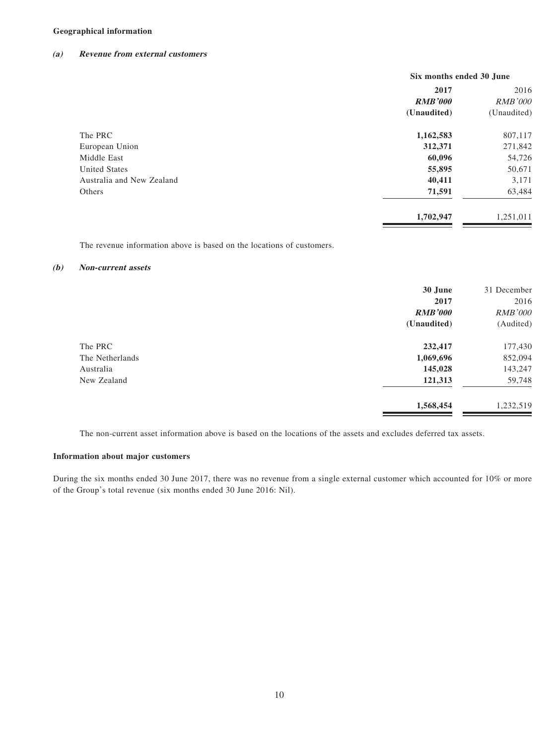**Geographical information**

***(a) Revenue from external customers***

| | Six months ended 30 June | |
|---|---|---|
| | **2017** | 2016 |
| | ***RMB'000*** | *RMB'000* |
| | **(Unaudited)** | (Unaudited) |
| The PRC | **1,162,583** | 807,117 |
| European Union | **312,371** | 271,842 |
| Middle East | **60,096** | 54,726 |
| United States | **55,895** | 50,671 |
| Australia and New Zealand | **40,411** | 3,171 |
| Others | **71,591** | 63,484 |
| | **1,702,947** | 1,251,011 |

The revenue information above is based on the locations of customers.

***(b) Non-current assets***

| | **30 June** | 31 December |
|---|---|---|
| | **2017** | 2016 |
| | ***RMB'000*** | *RMB'000* |
| | **(Unaudited)** | (Audited) |
| The PRC | **232,417** | 177,430 |
| The Netherlands | **1,069,696** | 852,094 |
| Australia | **145,028** | 143,247 |
| New Zealand | **121,313** | 59,748 |
| | **1,568,454** | 1,232,519 |

The non-current asset information above is based on the locations of the assets and excludes deferred tax assets.

**Information about major customers**

During the six months ended 30 June 2017, there was no revenue from a single external customer which accounted for 10% or more of the Group's total revenue (six months ended 30 June 2016: Nil).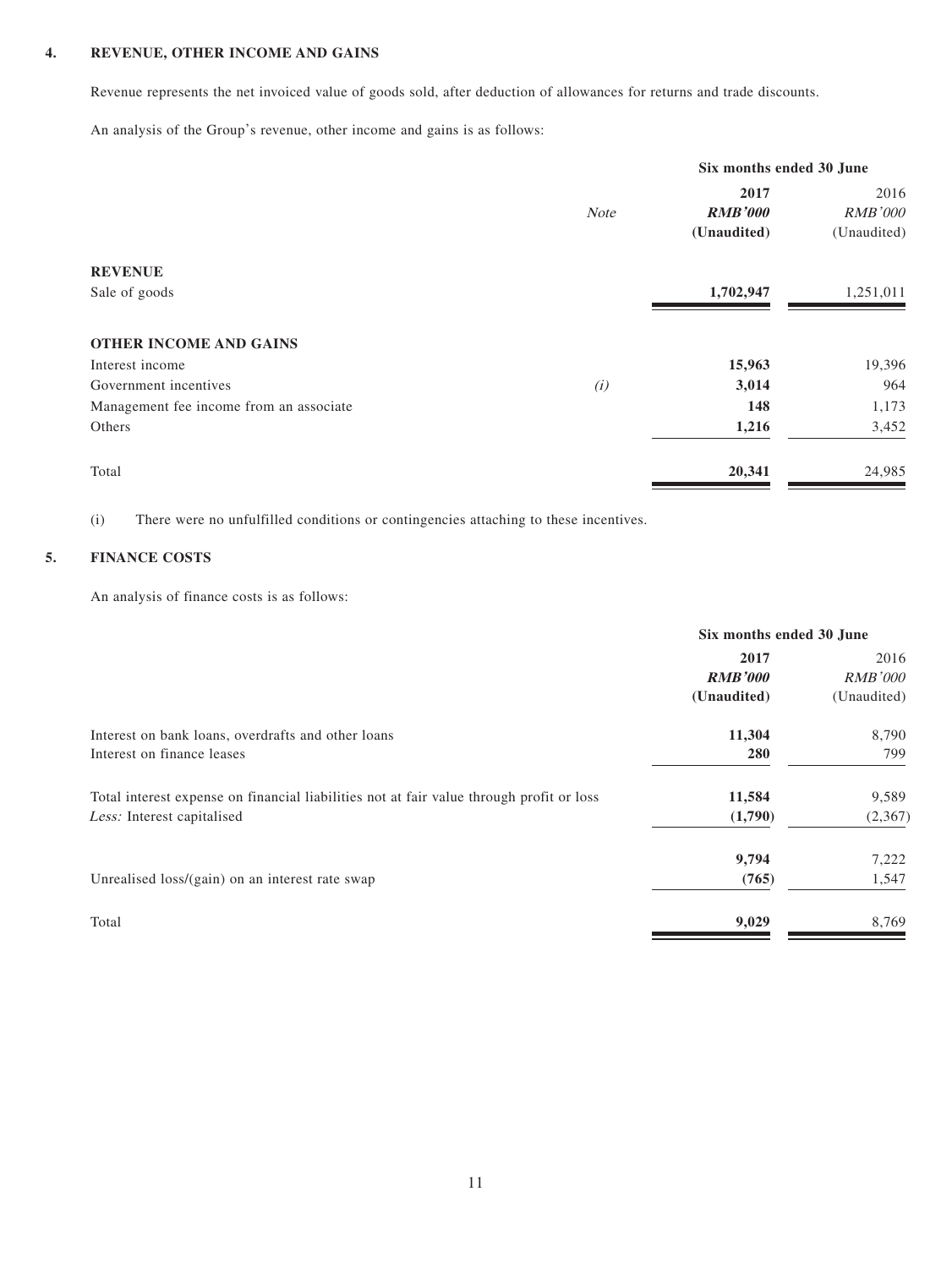## 4. REVENUE, OTHER INCOME AND GAINS

Revenue represents the net invoiced value of goods sold, after deduction of allowances for returns and trade discounts.

An analysis of the Group's revenue, other income and gains is as follows:

| | *Note* | **Six months ended 30 June** | |
|---|---|---|---|
| | | **2017** | 2016 |
| | | ***RMB'000*** | *RMB'000* |
| | | **(Unaudited)** | (Unaudited) |
| **REVENUE** | | | |
| Sale of goods | | **1,702,947** | 1,251,011 |
| **OTHER INCOME AND GAINS** | | | |
| Interest income | | **15,963** | 19,396 |
| Government incentives | *(i)* | **3,014** | 964 |
| Management fee income from an associate | | **148** | 1,173 |
| Others | | **1,216** | 3,452 |
| Total | | **20,341** | 24,985 |

(i) There were no unfulfilled conditions or contingencies attaching to these incentives.

## 5. FINANCE COSTS

An analysis of finance costs is as follows:

| | **Six months ended 30 June** | |
|---|---|---|
| | **2017** | 2016 |
| | ***RMB'000*** | *RMB'000* |
| | **(Unaudited)** | (Unaudited) |
| Interest on bank loans, overdrafts and other loans | **11,304** | 8,790 |
| Interest on finance leases | **280** | 799 |
| Total interest expense on financial liabilities not at fair value through profit or loss | **11,584** | 9,589 |
| *Less:* Interest capitalised | **(1,790)** | (2,367) |
| | **9,794** | 7,222 |
| Unrealised loss/(gain) on an interest rate swap | **(765)** | 1,547 |
| Total | **9,029** | 8,769 |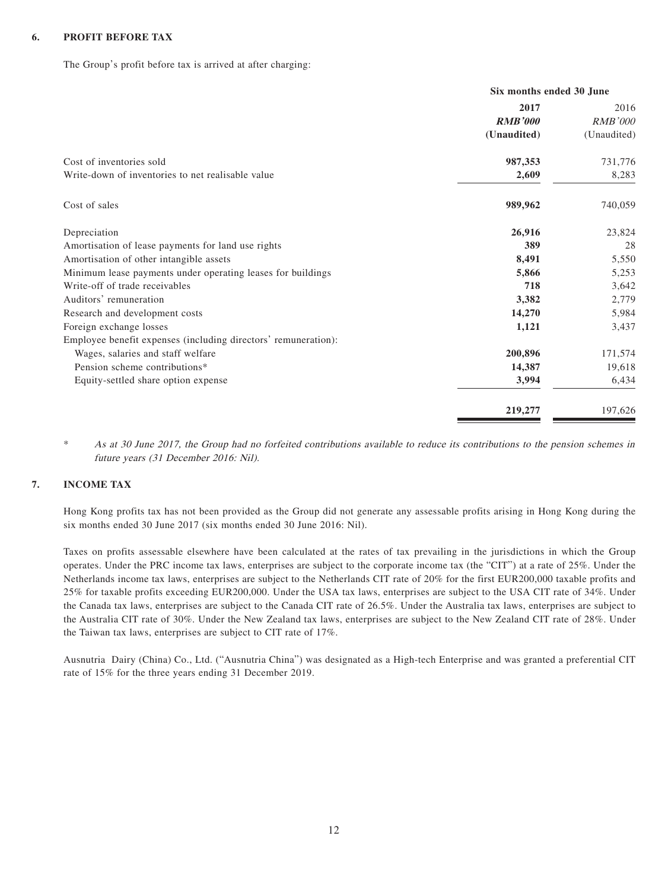## 6. PROFIT BEFORE TAX

The Group's profit before tax is arrived at after charging:

| | Six months ended 30 June | |
|---|---|---|
| | **2017** | 2016 |
| | ***RMB'000*** | *RMB'000* |
| | **(Unaudited)** | (Unaudited) |
| Cost of inventories sold | **987,353** | 731,776 |
| Write-down of inventories to net realisable value | **2,609** | 8,283 |
| Cost of sales | **989,962** | 740,059 |
| Depreciation | **26,916** | 23,824 |
| Amortisation of lease payments for land use rights | **389** | 28 |
| Amortisation of other intangible assets | **8,491** | 5,550 |
| Minimum lease payments under operating leases for buildings | **5,866** | 5,253 |
| Write-off of trade receivables | **718** | 3,642 |
| Auditors' remuneration | **3,382** | 2,779 |
| Research and development costs | **14,270** | 5,984 |
| Foreign exchange losses | **1,121** | 3,437 |
| Employee benefit expenses (including directors' remuneration): | | |
| Wages, salaries and staff welfare | **200,896** | 171,574 |
| Pension scheme contributions* | **14,387** | 19,618 |
| Equity-settled share option expense | **3,994** | 6,434 |
| | **219,277** | 197,626 |

\* *As at 30 June 2017, the Group had no forfeited contributions available to reduce its contributions to the pension schemes in future years (31 December 2016: Nil).*

## 7. INCOME TAX

Hong Kong profits tax has not been provided as the Group did not generate any assessable profits arising in Hong Kong during the six months ended 30 June 2017 (six months ended 30 June 2016: Nil).

Taxes on profits assessable elsewhere have been calculated at the rates of tax prevailing in the jurisdictions in which the Group operates. Under the PRC income tax laws, enterprises are subject to the corporate income tax (the "CIT") at a rate of 25%. Under the Netherlands income tax laws, enterprises are subject to the Netherlands CIT rate of 20% for the first EUR200,000 taxable profits and 25% for taxable profits exceeding EUR200,000. Under the USA tax laws, enterprises are subject to the USA CIT rate of 34%. Under the Canada tax laws, enterprises are subject to the Canada CIT rate of 26.5%. Under the Australia tax laws, enterprises are subject to the Australia CIT rate of 30%. Under the New Zealand tax laws, enterprises are subject to the New Zealand CIT rate of 28%. Under the Taiwan tax laws, enterprises are subject to CIT rate of 17%.

Ausnutria Dairy (China) Co., Ltd. ("Ausnutria China") was designated as a High-tech Enterprise and was granted a preferential CIT rate of 15% for the three years ending 31 December 2019.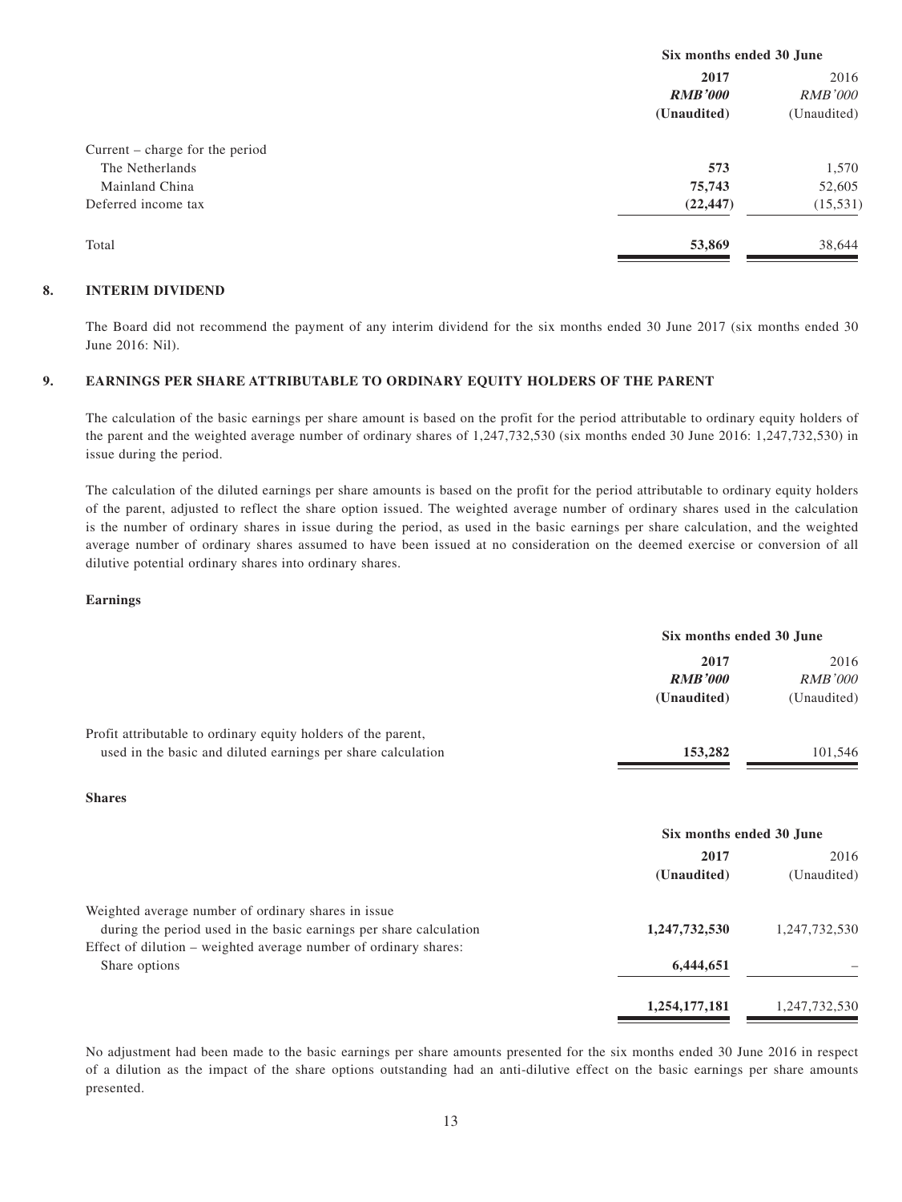| | Six months ended 30 June | |
|---|---|---|
| | **2017** | 2016 |
| | ***RMB'000*** | *RMB'000* |
| | **(Unaudited)** | (Unaudited) |
| Current – charge for the period | | |
| The Netherlands | **573** | 1,570 |
| Mainland China | **75,743** | 52,605 |
| Deferred income tax | **(22,447)** | (15,531) |
| Total | **53,869** | 38,644 |

## 8. INTERIM DIVIDEND

The Board did not recommend the payment of any interim dividend for the six months ended 30 June 2017 (six months ended 30 June 2016: Nil).

## 9. EARNINGS PER SHARE ATTRIBUTABLE TO ORDINARY EQUITY HOLDERS OF THE PARENT

The calculation of the basic earnings per share amount is based on the profit for the period attributable to ordinary equity holders of the parent and the weighted average number of ordinary shares of 1,247,732,530 (six months ended 30 June 2016: 1,247,732,530) in issue during the period.

The calculation of the diluted earnings per share amounts is based on the profit for the period attributable to ordinary equity holders of the parent, adjusted to reflect the share option issued. The weighted average number of ordinary shares used in the calculation is the number of ordinary shares in issue during the period, as used in the basic earnings per share calculation, and the weighted average number of ordinary shares assumed to have been issued at no consideration on the deemed exercise or conversion of all dilutive potential ordinary shares into ordinary shares.

**Earnings**

| | Six months ended 30 June | |
|---|---|---|
| | **2017** | 2016 |
| | ***RMB'000*** | *RMB'000* |
| | **(Unaudited)** | (Unaudited) |
| Profit attributable to ordinary equity holders of the parent, used in the basic and diluted earnings per share calculation | **153,282** | 101,546 |

**Shares**

| | Six months ended 30 June | |
|---|---|---|
| | **2017** | 2016 |
| | **(Unaudited)** | (Unaudited) |
| Weighted average number of ordinary shares in issue during the period used in the basic earnings per share calculation | **1,247,732,530** | 1,247,732,530 |
| Effect of dilution – weighted average number of ordinary shares: | | |
| Share options | **6,444,651** | – |
| | **1,254,177,181** | 1,247,732,530 |

No adjustment had been made to the basic earnings per share amounts presented for the six months ended 30 June 2016 in respect of a dilution as the impact of the share options outstanding had an anti-dilutive effect on the basic earnings per share amounts presented.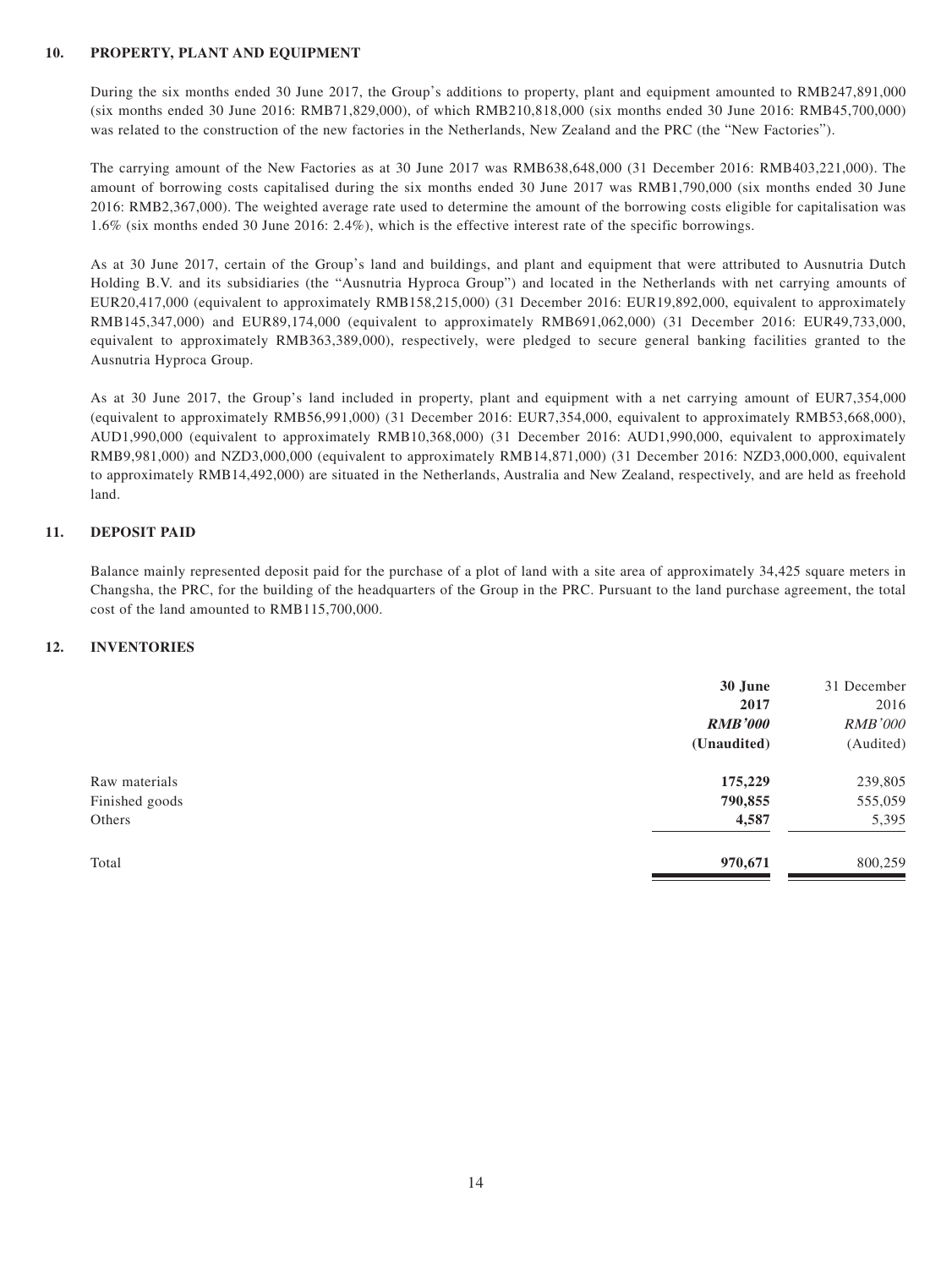## 10. PROPERTY, PLANT AND EQUIPMENT

During the six months ended 30 June 2017, the Group's additions to property, plant and equipment amounted to RMB247,891,000 (six months ended 30 June 2016: RMB71,829,000), of which RMB210,818,000 (six months ended 30 June 2016: RMB45,700,000) was related to the construction of the new factories in the Netherlands, New Zealand and the PRC (the "New Factories").

The carrying amount of the New Factories as at 30 June 2017 was RMB638,648,000 (31 December 2016: RMB403,221,000). The amount of borrowing costs capitalised during the six months ended 30 June 2017 was RMB1,790,000 (six months ended 30 June 2016: RMB2,367,000). The weighted average rate used to determine the amount of the borrowing costs eligible for capitalisation was 1.6% (six months ended 30 June 2016: 2.4%), which is the effective interest rate of the specific borrowings.

As at 30 June 2017, certain of the Group's land and buildings, and plant and equipment that were attributed to Ausnutria Dutch Holding B.V. and its subsidiaries (the "Ausnutria Hyproca Group") and located in the Netherlands with net carrying amounts of EUR20,417,000 (equivalent to approximately RMB158,215,000) (31 December 2016: EUR19,892,000, equivalent to approximately RMB145,347,000) and EUR89,174,000 (equivalent to approximately RMB691,062,000) (31 December 2016: EUR49,733,000, equivalent to approximately RMB363,389,000), respectively, were pledged to secure general banking facilities granted to the Ausnutria Hyproca Group.

As at 30 June 2017, the Group's land included in property, plant and equipment with a net carrying amount of EUR7,354,000 (equivalent to approximately RMB56,991,000) (31 December 2016: EUR7,354,000, equivalent to approximately RMB53,668,000), AUD1,990,000 (equivalent to approximately RMB10,368,000) (31 December 2016: AUD1,990,000, equivalent to approximately RMB9,981,000) and NZD3,000,000 (equivalent to approximately RMB14,871,000) (31 December 2016: NZD3,000,000, equivalent to approximately RMB14,492,000) are situated in the Netherlands, Australia and New Zealand, respectively, and are held as freehold land.

## 11. DEPOSIT PAID

Balance mainly represented deposit paid for the purchase of a plot of land with a site area of approximately 34,425 square meters in Changsha, the PRC, for the building of the headquarters of the Group in the PRC. Pursuant to the land purchase agreement, the total cost of the land amounted to RMB115,700,000.

## 12. INVENTORIES

| | **30 June 2017** | 31 December 2016 |
|---|---|---|
| | ***RMB'000*** | *RMB'000* |
| | **(Unaudited)** | (Audited) |
| Raw materials | **175,229** | 239,805 |
| Finished goods | **790,855** | 555,059 |
| Others | **4,587** | 5,395 |
| Total | **970,671** | 800,259 |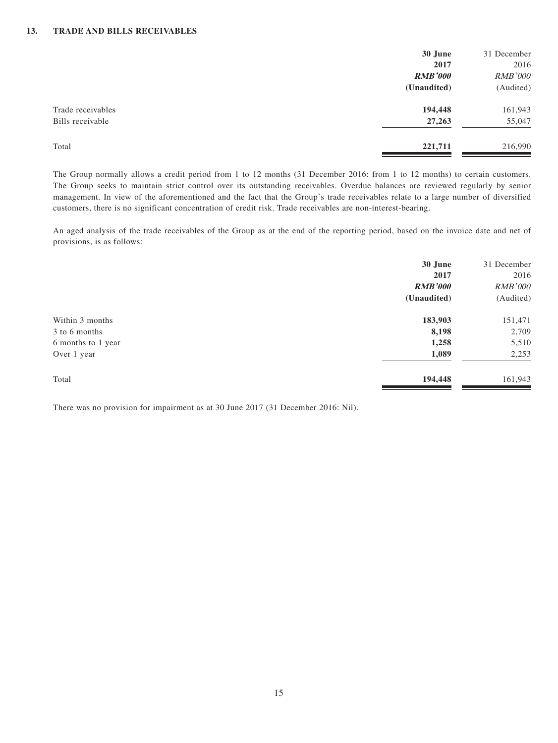## 13. TRADE AND BILLS RECEIVABLES

| | **30 June 2017** | 31 December 2016 |
|---|---|---|
| | ***RMB'000*** | *RMB'000* |
| | **(Unaudited)** | (Audited) |
| Trade receivables | **194,448** | 161,943 |
| Bills receivable | **27,263** | 55,047 |
| Total | **221,711** | 216,990 |

The Group normally allows a credit period from 1 to 12 months (31 December 2016: from 1 to 12 months) to certain customers. The Group seeks to maintain strict control over its outstanding receivables. Overdue balances are reviewed regularly by senior management. In view of the aforementioned and the fact that the Group's trade receivables relate to a large number of diversified customers, there is no significant concentration of credit risk. Trade receivables are non-interest-bearing.

An aged analysis of the trade receivables of the Group as at the end of the reporting period, based on the invoice date and net of provisions, is as follows:

| | **30 June 2017** | 31 December 2016 |
|---|---|---|
| | ***RMB'000*** | *RMB'000* |
| | **(Unaudited)** | (Audited) |
| Within 3 months | **183,903** | 151,471 |
| 3 to 6 months | **8,198** | 2,709 |
| 6 months to 1 year | **1,258** | 5,510 |
| Over 1 year | **1,089** | 2,253 |
| Total | **194,448** | 161,943 |

There was no provision for impairment as at 30 June 2017 (31 December 2016: Nil).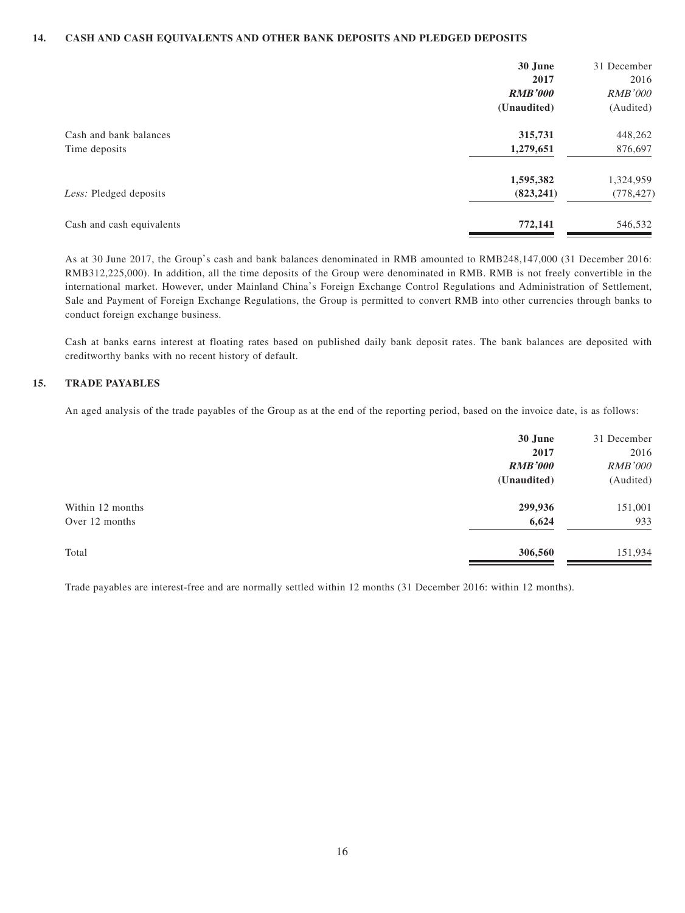### 14. CASH AND CASH EQUIVALENTS AND OTHER BANK DEPOSITS AND PLEDGED DEPOSITS

| | **30 June 2017** | 31 December 2016 |
|---|---|---|
| | ***RMB'000*** | *RMB'000* |
| | **(Unaudited)** | (Audited) |
| Cash and bank balances | **315,731** | 448,262 |
| Time deposits | **1,279,651** | 876,697 |
| | **1,595,382** | 1,324,959 |
| *Less:* Pledged deposits | **(823,241)** | (778,427) |
| Cash and cash equivalents | **772,141** | 546,532 |

As at 30 June 2017, the Group's cash and bank balances denominated in RMB amounted to RMB248,147,000 (31 December 2016: RMB312,225,000). In addition, all the time deposits of the Group were denominated in RMB. RMB is not freely convertible in the international market. However, under Mainland China's Foreign Exchange Control Regulations and Administration of Settlement, Sale and Payment of Foreign Exchange Regulations, the Group is permitted to convert RMB into other currencies through banks to conduct foreign exchange business.

Cash at banks earns interest at floating rates based on published daily bank deposit rates. The bank balances are deposited with creditworthy banks with no recent history of default.

### 15. TRADE PAYABLES

An aged analysis of the trade payables of the Group as at the end of the reporting period, based on the invoice date, is as follows:

| | **30 June 2017** | 31 December 2016 |
|---|---|---|
| | ***RMB'000*** | *RMB'000* |
| | **(Unaudited)** | (Audited) |
| Within 12 months | **299,936** | 151,001 |
| Over 12 months | **6,624** | 933 |
| Total | **306,560** | 151,934 |

Trade payables are interest-free and are normally settled within 12 months (31 December 2016: within 12 months).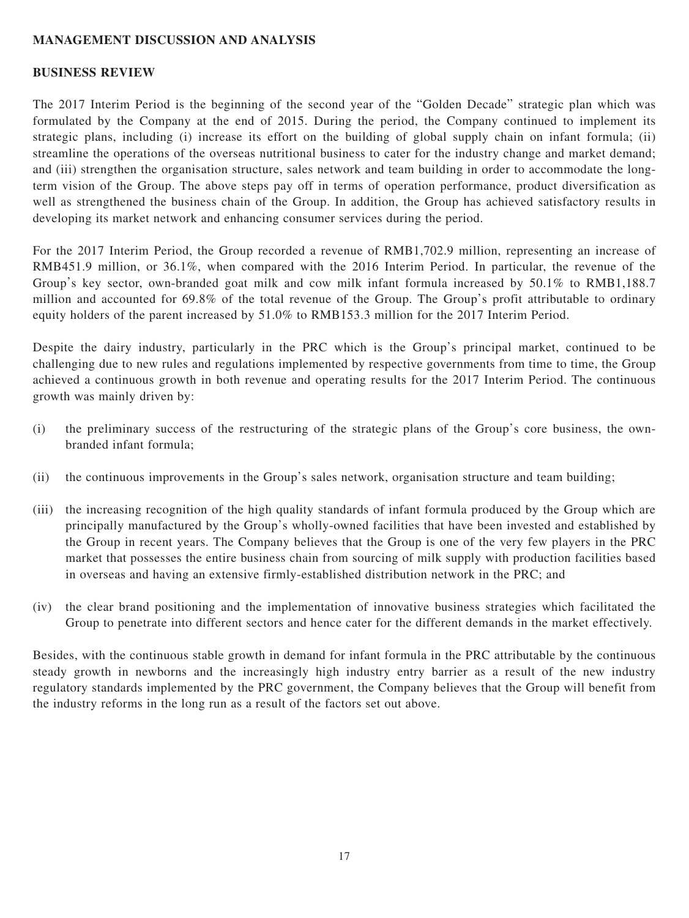## MANAGEMENT DISCUSSION AND ANALYSIS

### BUSINESS REVIEW

The 2017 Interim Period is the beginning of the second year of the "Golden Decade" strategic plan which was formulated by the Company at the end of 2015. During the period, the Company continued to implement its strategic plans, including (i) increase its effort on the building of global supply chain on infant formula; (ii) streamline the operations of the overseas nutritional business to cater for the industry change and market demand; and (iii) strengthen the organisation structure, sales network and team building in order to accommodate the long-term vision of the Group. The above steps pay off in terms of operation performance, product diversification as well as strengthened the business chain of the Group. In addition, the Group has achieved satisfactory results in developing its market network and enhancing consumer services during the period.

For the 2017 Interim Period, the Group recorded a revenue of RMB1,702.9 million, representing an increase of RMB451.9 million, or 36.1%, when compared with the 2016 Interim Period. In particular, the revenue of the Group's key sector, own-branded goat milk and cow milk infant formula increased by 50.1% to RMB1,188.7 million and accounted for 69.8% of the total revenue of the Group. The Group's profit attributable to ordinary equity holders of the parent increased by 51.0% to RMB153.3 million for the 2017 Interim Period.

Despite the dairy industry, particularly in the PRC which is the Group's principal market, continued to be challenging due to new rules and regulations implemented by respective governments from time to time, the Group achieved a continuous growth in both revenue and operating results for the 2017 Interim Period. The continuous growth was mainly driven by:

(i) the preliminary success of the restructuring of the strategic plans of the Group's core business, the own-branded infant formula;

(ii) the continuous improvements in the Group's sales network, organisation structure and team building;

(iii) the increasing recognition of the high quality standards of infant formula produced by the Group which are principally manufactured by the Group's wholly-owned facilities that have been invested and established by the Group in recent years. The Company believes that the Group is one of the very few players in the PRC market that possesses the entire business chain from sourcing of milk supply with production facilities based in overseas and having an extensive firmly-established distribution network in the PRC; and

(iv) the clear brand positioning and the implementation of innovative business strategies which facilitated the Group to penetrate into different sectors and hence cater for the different demands in the market effectively.

Besides, with the continuous stable growth in demand for infant formula in the PRC attributable by the continuous steady growth in newborns and the increasingly high industry entry barrier as a result of the new industry regulatory standards implemented by the PRC government, the Company believes that the Group will benefit from the industry reforms in the long run as a result of the factors set out above.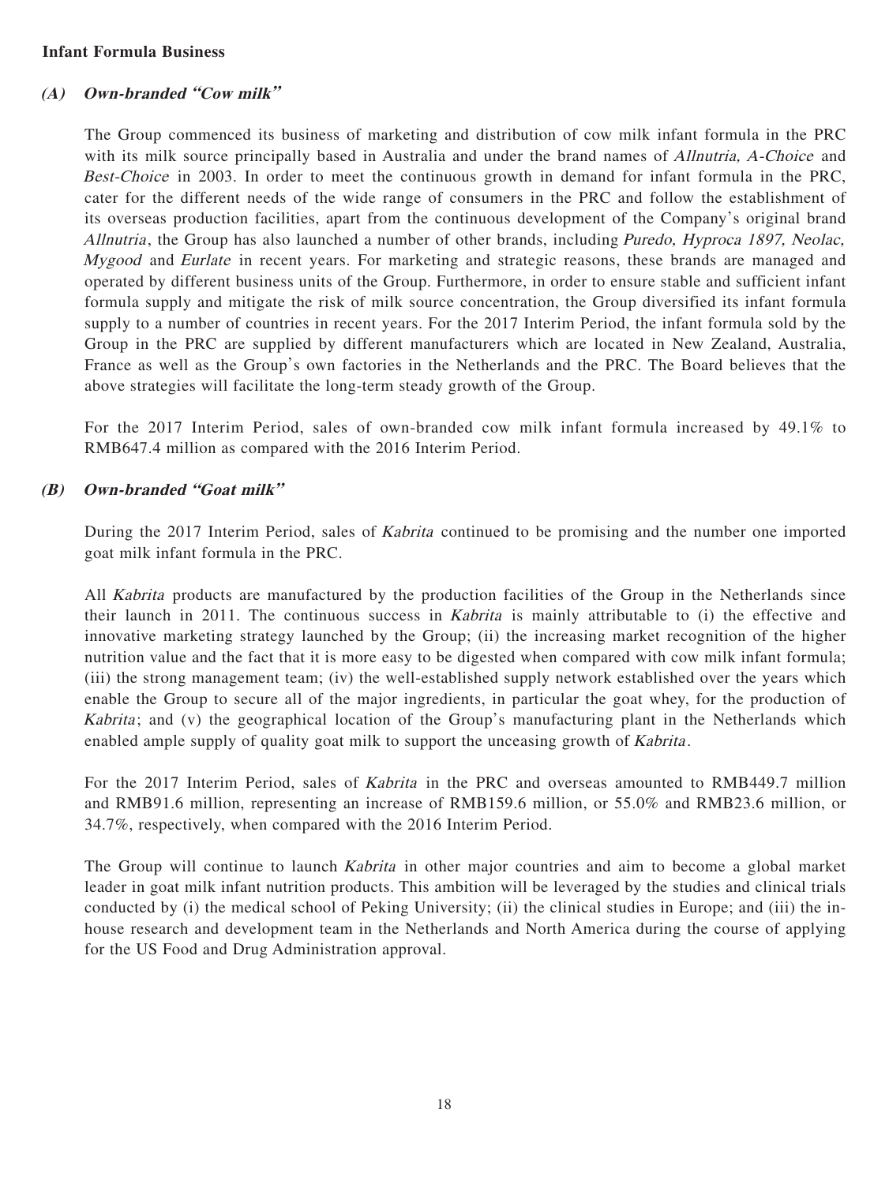**Infant Formula Business**

**(A) *Own-branded "Cow milk"***

The Group commenced its business of marketing and distribution of cow milk infant formula in the PRC with its milk source principally based in Australia and under the brand names of *Allnutria, A-Choice* and *Best-Choice* in 2003. In order to meet the continuous growth in demand for infant formula in the PRC, cater for the different needs of the wide range of consumers in the PRC and follow the establishment of its overseas production facilities, apart from the continuous development of the Company's original brand *Allnutria*, the Group has also launched a number of other brands, including *Puredo, Hyproca 1897, Neolac, Mygood* and *Eurlate* in recent years. For marketing and strategic reasons, these brands are managed and operated by different business units of the Group. Furthermore, in order to ensure stable and sufficient infant formula supply and mitigate the risk of milk source concentration, the Group diversified its infant formula supply to a number of countries in recent years. For the 2017 Interim Period, the infant formula sold by the Group in the PRC are supplied by different manufacturers which are located in New Zealand, Australia, France as well as the Group's own factories in the Netherlands and the PRC. The Board believes that the above strategies will facilitate the long-term steady growth of the Group.

For the 2017 Interim Period, sales of own-branded cow milk infant formula increased by 49.1% to RMB647.4 million as compared with the 2016 Interim Period.

**(B) *Own-branded "Goat milk"***

During the 2017 Interim Period, sales of *Kabrita* continued to be promising and the number one imported goat milk infant formula in the PRC.

All *Kabrita* products are manufactured by the production facilities of the Group in the Netherlands since their launch in 2011. The continuous success in *Kabrita* is mainly attributable to (i) the effective and innovative marketing strategy launched by the Group; (ii) the increasing market recognition of the higher nutrition value and the fact that it is more easy to be digested when compared with cow milk infant formula; (iii) the strong management team; (iv) the well-established supply network established over the years which enable the Group to secure all of the major ingredients, in particular the goat whey, for the production of *Kabrita*; and (v) the geographical location of the Group's manufacturing plant in the Netherlands which enabled ample supply of quality goat milk to support the unceasing growth of *Kabrita*.

For the 2017 Interim Period, sales of *Kabrita* in the PRC and overseas amounted to RMB449.7 million and RMB91.6 million, representing an increase of RMB159.6 million, or 55.0% and RMB23.6 million, or 34.7%, respectively, when compared with the 2016 Interim Period.

The Group will continue to launch *Kabrita* in other major countries and aim to become a global market leader in goat milk infant nutrition products. This ambition will be leveraged by the studies and clinical trials conducted by (i) the medical school of Peking University; (ii) the clinical studies in Europe; and (iii) the in-house research and development team in the Netherlands and North America during the course of applying for the US Food and Drug Administration approval.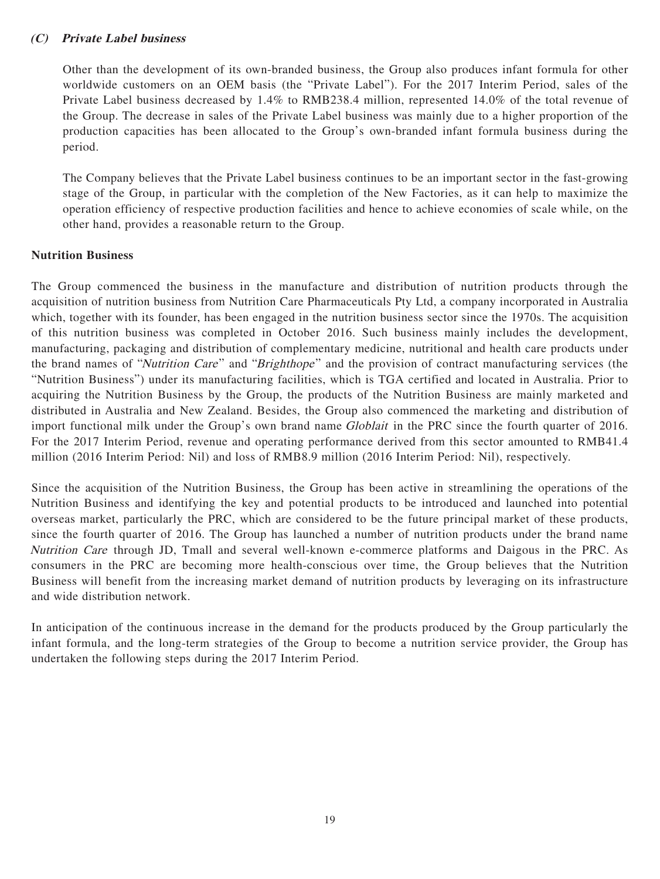### *(C) Private Label business*

Other than the development of its own-branded business, the Group also produces infant formula for other worldwide customers on an OEM basis (the "Private Label"). For the 2017 Interim Period, sales of the Private Label business decreased by 1.4% to RMB238.4 million, represented 14.0% of the total revenue of the Group. The decrease in sales of the Private Label business was mainly due to a higher proportion of the production capacities has been allocated to the Group's own-branded infant formula business during the period.

The Company believes that the Private Label business continues to be an important sector in the fast-growing stage of the Group, in particular with the completion of the New Factories, as it can help to maximize the operation efficiency of respective production facilities and hence to achieve economies of scale while, on the other hand, provides a reasonable return to the Group.

**Nutrition Business**

The Group commenced the business in the manufacture and distribution of nutrition products through the acquisition of nutrition business from Nutrition Care Pharmaceuticals Pty Ltd, a company incorporated in Australia which, together with its founder, has been engaged in the nutrition business sector since the 1970s. The acquisition of this nutrition business was completed in October 2016. Such business mainly includes the development, manufacturing, packaging and distribution of complementary medicine, nutritional and health care products under the brand names of "*Nutrition Care*" and "*Brighthope*" and the provision of contract manufacturing services (the "Nutrition Business") under its manufacturing facilities, which is TGA certified and located in Australia. Prior to acquiring the Nutrition Business by the Group, the products of the Nutrition Business are mainly marketed and distributed in Australia and New Zealand. Besides, the Group also commenced the marketing and distribution of import functional milk under the Group's own brand name *Globlait* in the PRC since the fourth quarter of 2016. For the 2017 Interim Period, revenue and operating performance derived from this sector amounted to RMB41.4 million (2016 Interim Period: Nil) and loss of RMB8.9 million (2016 Interim Period: Nil), respectively.

Since the acquisition of the Nutrition Business, the Group has been active in streamlining the operations of the Nutrition Business and identifying the key and potential products to be introduced and launched into potential overseas market, particularly the PRC, which are considered to be the future principal market of these products, since the fourth quarter of 2016. The Group has launched a number of nutrition products under the brand name *Nutrition Care* through JD, Tmall and several well-known e-commerce platforms and Daigous in the PRC. As consumers in the PRC are becoming more health-conscious over time, the Group believes that the Nutrition Business will benefit from the increasing market demand of nutrition products by leveraging on its infrastructure and wide distribution network.

In anticipation of the continuous increase in the demand for the products produced by the Group particularly the infant formula, and the long-term strategies of the Group to become a nutrition service provider, the Group has undertaken the following steps during the 2017 Interim Period.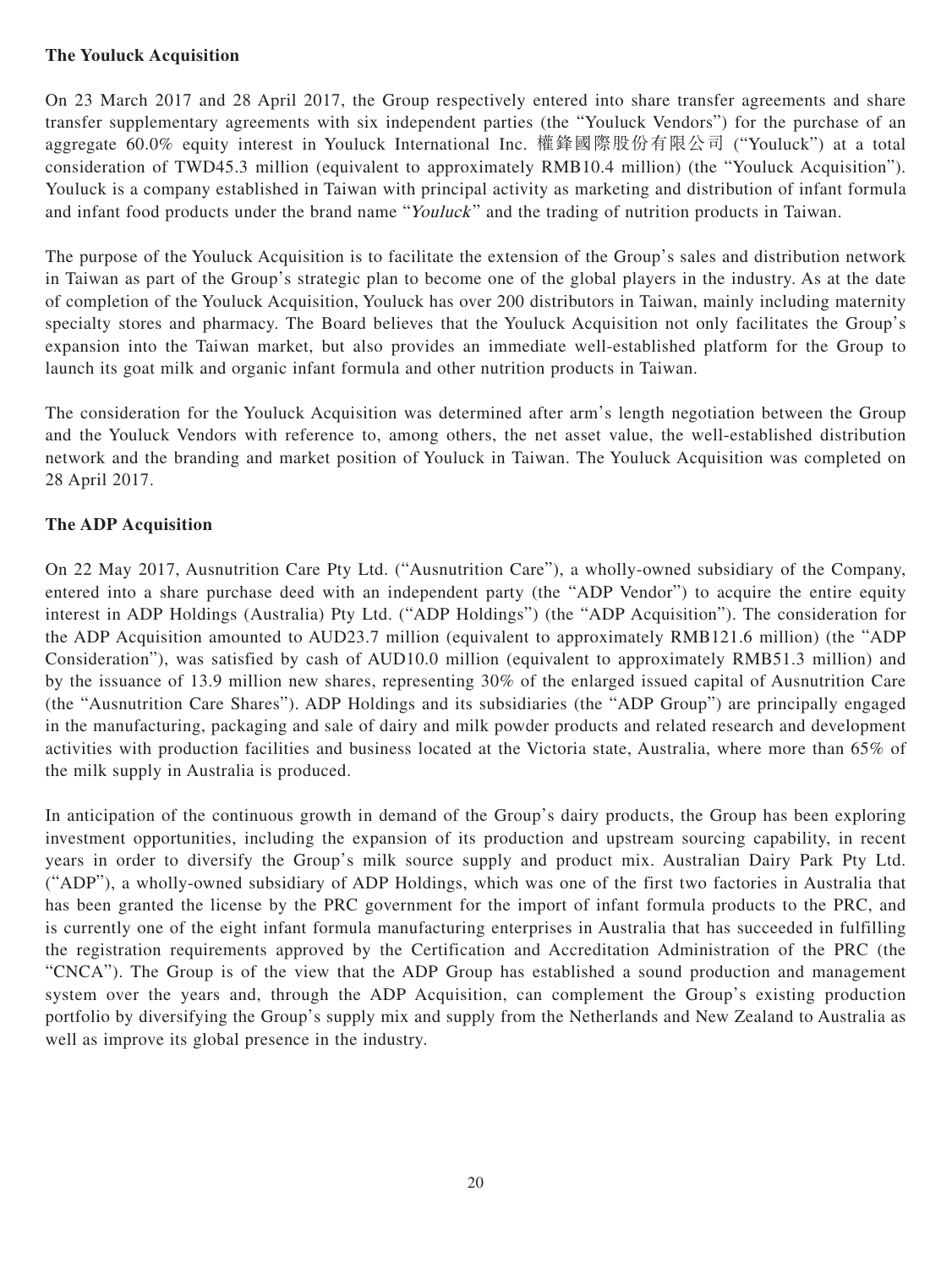**The Youluck Acquisition**

On 23 March 2017 and 28 April 2017, the Group respectively entered into share transfer agreements and share transfer supplementary agreements with six independent parties (the "Youluck Vendors") for the purchase of an aggregate 60.0% equity interest in Youluck International Inc. 權鋒國際股份有限公司 ("Youluck") at a total consideration of TWD45.3 million (equivalent to approximately RMB10.4 million) (the "Youluck Acquisition"). Youluck is a company established in Taiwan with principal activity as marketing and distribution of infant formula and infant food products under the brand name "*Youluck*" and the trading of nutrition products in Taiwan.

The purpose of the Youluck Acquisition is to facilitate the extension of the Group's sales and distribution network in Taiwan as part of the Group's strategic plan to become one of the global players in the industry. As at the date of completion of the Youluck Acquisition, Youluck has over 200 distributors in Taiwan, mainly including maternity specialty stores and pharmacy. The Board believes that the Youluck Acquisition not only facilitates the Group's expansion into the Taiwan market, but also provides an immediate well-established platform for the Group to launch its goat milk and organic infant formula and other nutrition products in Taiwan.

The consideration for the Youluck Acquisition was determined after arm's length negotiation between the Group and the Youluck Vendors with reference to, among others, the net asset value, the well-established distribution network and the branding and market position of Youluck in Taiwan. The Youluck Acquisition was completed on 28 April 2017.

**The ADP Acquisition**

On 22 May 2017, Ausnutrition Care Pty Ltd. ("Ausnutrition Care"), a wholly-owned subsidiary of the Company, entered into a share purchase deed with an independent party (the "ADP Vendor") to acquire the entire equity interest in ADP Holdings (Australia) Pty Ltd. ("ADP Holdings") (the "ADP Acquisition"). The consideration for the ADP Acquisition amounted to AUD23.7 million (equivalent to approximately RMB121.6 million) (the "ADP Consideration"), was satisfied by cash of AUD10.0 million (equivalent to approximately RMB51.3 million) and by the issuance of 13.9 million new shares, representing 30% of the enlarged issued capital of Ausnutrition Care (the "Ausnutrition Care Shares"). ADP Holdings and its subsidiaries (the "ADP Group") are principally engaged in the manufacturing, packaging and sale of dairy and milk powder products and related research and development activities with production facilities and business located at the Victoria state, Australia, where more than 65% of the milk supply in Australia is produced.

In anticipation of the continuous growth in demand of the Group's dairy products, the Group has been exploring investment opportunities, including the expansion of its production and upstream sourcing capability, in recent years in order to diversify the Group's milk source supply and product mix. Australian Dairy Park Pty Ltd. ("ADP"), a wholly-owned subsidiary of ADP Holdings, which was one of the first two factories in Australia that has been granted the license by the PRC government for the import of infant formula products to the PRC, and is currently one of the eight infant formula manufacturing enterprises in Australia that has succeeded in fulfilling the registration requirements approved by the Certification and Accreditation Administration of the PRC (the "CNCA"). The Group is of the view that the ADP Group has established a sound production and management system over the years and, through the ADP Acquisition, can complement the Group's existing production portfolio by diversifying the Group's supply mix and supply from the Netherlands and New Zealand to Australia as well as improve its global presence in the industry.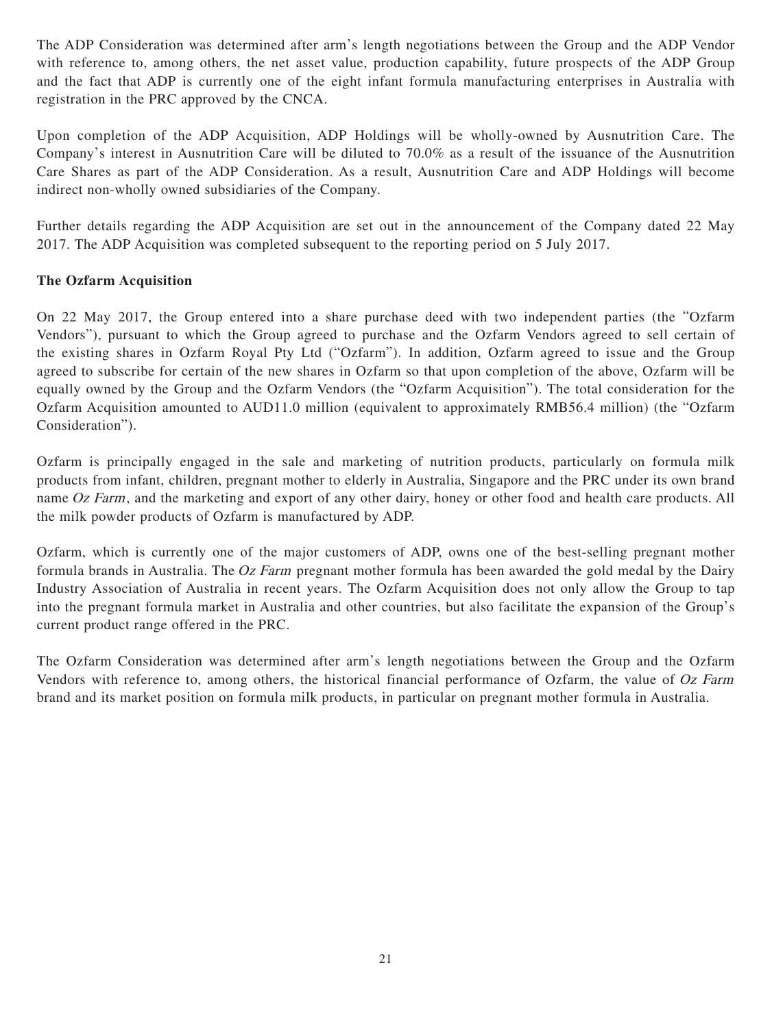The ADP Consideration was determined after arm's length negotiations between the Group and the ADP Vendor with reference to, among others, the net asset value, production capability, future prospects of the ADP Group and the fact that ADP is currently one of the eight infant formula manufacturing enterprises in Australia with registration in the PRC approved by the CNCA.

Upon completion of the ADP Acquisition, ADP Holdings will be wholly-owned by Ausnutrition Care. The Company's interest in Ausnutrition Care will be diluted to 70.0% as a result of the issuance of the Ausnutrition Care Shares as part of the ADP Consideration. As a result, Ausnutrition Care and ADP Holdings will become indirect non-wholly owned subsidiaries of the Company.

Further details regarding the ADP Acquisition are set out in the announcement of the Company dated 22 May 2017. The ADP Acquisition was completed subsequent to the reporting period on 5 July 2017.

**The Ozfarm Acquisition**

On 22 May 2017, the Group entered into a share purchase deed with two independent parties (the "Ozfarm Vendors"), pursuant to which the Group agreed to purchase and the Ozfarm Vendors agreed to sell certain of the existing shares in Ozfarm Royal Pty Ltd ("Ozfarm"). In addition, Ozfarm agreed to issue and the Group agreed to subscribe for certain of the new shares in Ozfarm so that upon completion of the above, Ozfarm will be equally owned by the Group and the Ozfarm Vendors (the "Ozfarm Acquisition"). The total consideration for the Ozfarm Acquisition amounted to AUD11.0 million (equivalent to approximately RMB56.4 million) (the "Ozfarm Consideration").

Ozfarm is principally engaged in the sale and marketing of nutrition products, particularly on formula milk products from infant, children, pregnant mother to elderly in Australia, Singapore and the PRC under its own brand name *Oz Farm*, and the marketing and export of any other dairy, honey or other food and health care products. All the milk powder products of Ozfarm is manufactured by ADP.

Ozfarm, which is currently one of the major customers of ADP, owns one of the best-selling pregnant mother formula brands in Australia. The *Oz Farm* pregnant mother formula has been awarded the gold medal by the Dairy Industry Association of Australia in recent years. The Ozfarm Acquisition does not only allow the Group to tap into the pregnant formula market in Australia and other countries, but also facilitate the expansion of the Group's current product range offered in the PRC.

The Ozfarm Consideration was determined after arm's length negotiations between the Group and the Ozfarm Vendors with reference to, among others, the historical financial performance of Ozfarm, the value of *Oz Farm* brand and its market position on formula milk products, in particular on pregnant mother formula in Australia.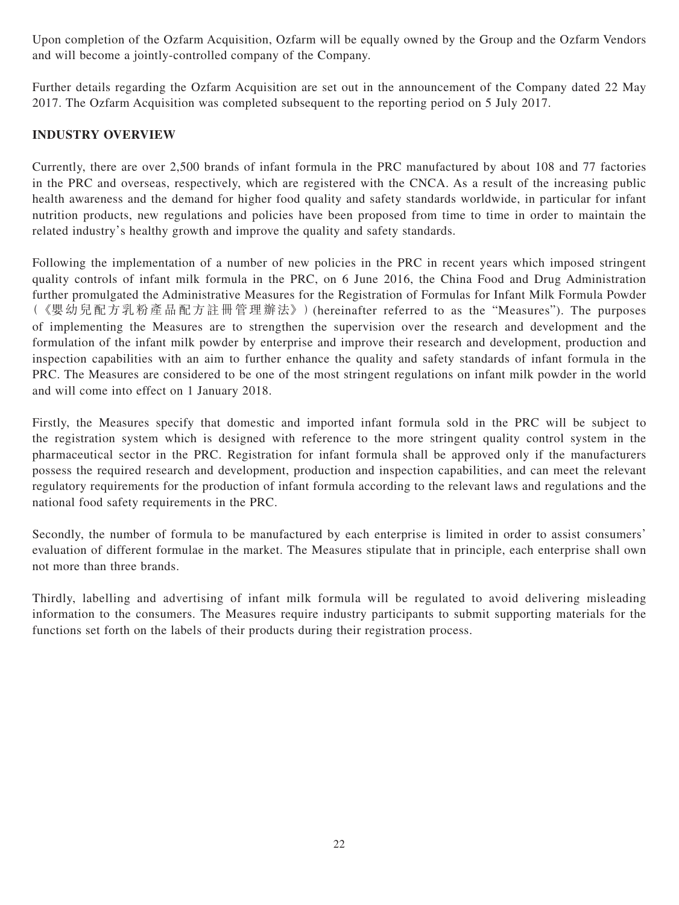Upon completion of the Ozfarm Acquisition, Ozfarm will be equally owned by the Group and the Ozfarm Vendors and will become a jointly-controlled company of the Company.

Further details regarding the Ozfarm Acquisition are set out in the announcement of the Company dated 22 May 2017. The Ozfarm Acquisition was completed subsequent to the reporting period on 5 July 2017.

## INDUSTRY OVERVIEW

Currently, there are over 2,500 brands of infant formula in the PRC manufactured by about 108 and 77 factories in the PRC and overseas, respectively, which are registered with the CNCA. As a result of the increasing public health awareness and the demand for higher food quality and safety standards worldwide, in particular for infant nutrition products, new regulations and policies have been proposed from time to time in order to maintain the related industry's healthy growth and improve the quality and safety standards.

Following the implementation of a number of new policies in the PRC in recent years which imposed stringent quality controls of infant milk formula in the PRC, on 6 June 2016, the China Food and Drug Administration further promulgated the Administrative Measures for the Registration of Formulas for Infant Milk Formula Powder (《嬰幼兒配方乳粉產品配方註冊管理辦法》) (hereinafter referred to as the "Measures"). The purposes of implementing the Measures are to strengthen the supervision over the research and development and the formulation of the infant milk powder by enterprise and improve their research and development, production and inspection capabilities with an aim to further enhance the quality and safety standards of infant formula in the PRC. The Measures are considered to be one of the most stringent regulations on infant milk powder in the world and will come into effect on 1 January 2018.

Firstly, the Measures specify that domestic and imported infant formula sold in the PRC will be subject to the registration system which is designed with reference to the more stringent quality control system in the pharmaceutical sector in the PRC. Registration for infant formula shall be approved only if the manufacturers possess the required research and development, production and inspection capabilities, and can meet the relevant regulatory requirements for the production of infant formula according to the relevant laws and regulations and the national food safety requirements in the PRC.

Secondly, the number of formula to be manufactured by each enterprise is limited in order to assist consumers' evaluation of different formulae in the market. The Measures stipulate that in principle, each enterprise shall own not more than three brands.

Thirdly, labelling and advertising of infant milk formula will be regulated to avoid delivering misleading information to the consumers. The Measures require industry participants to submit supporting materials for the functions set forth on the labels of their products during their registration process.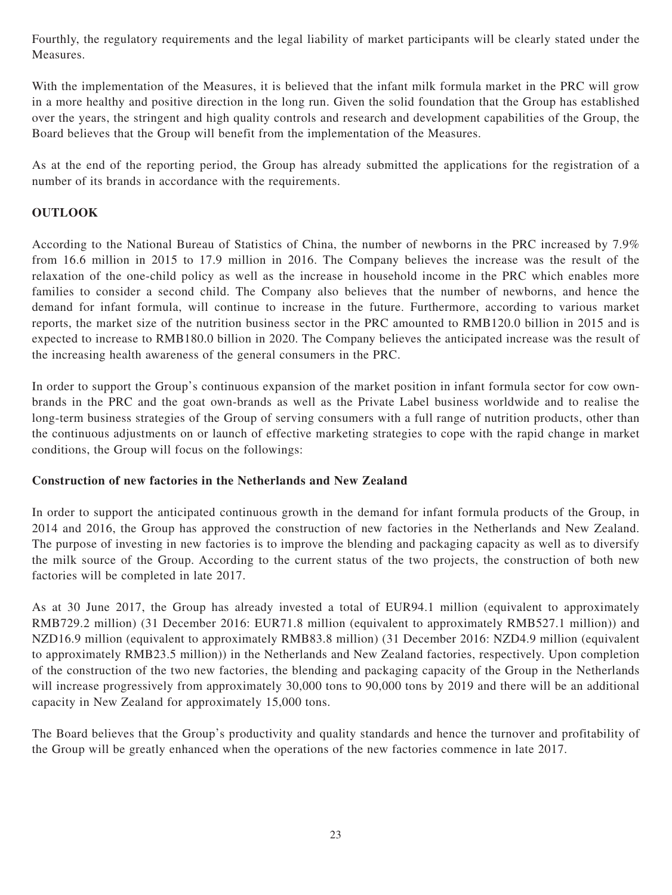Fourthly, the regulatory requirements and the legal liability of market participants will be clearly stated under the Measures.

With the implementation of the Measures, it is believed that the infant milk formula market in the PRC will grow in a more healthy and positive direction in the long run. Given the solid foundation that the Group has established over the years, the stringent and high quality controls and research and development capabilities of the Group, the Board believes that the Group will benefit from the implementation of the Measures.

As at the end of the reporting period, the Group has already submitted the applications for the registration of a number of its brands in accordance with the requirements.

## OUTLOOK

According to the National Bureau of Statistics of China, the number of newborns in the PRC increased by 7.9% from 16.6 million in 2015 to 17.9 million in 2016. The Company believes the increase was the result of the relaxation of the one-child policy as well as the increase in household income in the PRC which enables more families to consider a second child. The Company also believes that the number of newborns, and hence the demand for infant formula, will continue to increase in the future. Furthermore, according to various market reports, the market size of the nutrition business sector in the PRC amounted to RMB120.0 billion in 2015 and is expected to increase to RMB180.0 billion in 2020. The Company believes the anticipated increase was the result of the increasing health awareness of the general consumers in the PRC.

In order to support the Group's continuous expansion of the market position in infant formula sector for cow own-brands in the PRC and the goat own-brands as well as the Private Label business worldwide and to realise the long-term business strategies of the Group of serving consumers with a full range of nutrition products, other than the continuous adjustments on or launch of effective marketing strategies to cope with the rapid change in market conditions, the Group will focus on the followings:

### Construction of new factories in the Netherlands and New Zealand

In order to support the anticipated continuous growth in the demand for infant formula products of the Group, in 2014 and 2016, the Group has approved the construction of new factories in the Netherlands and New Zealand. The purpose of investing in new factories is to improve the blending and packaging capacity as well as to diversify the milk source of the Group. According to the current status of the two projects, the construction of both new factories will be completed in late 2017.

As at 30 June 2017, the Group has already invested a total of EUR94.1 million (equivalent to approximately RMB729.2 million) (31 December 2016: EUR71.8 million (equivalent to approximately RMB527.1 million)) and NZD16.9 million (equivalent to approximately RMB83.8 million) (31 December 2016: NZD4.9 million (equivalent to approximately RMB23.5 million)) in the Netherlands and New Zealand factories, respectively. Upon completion of the construction of the two new factories, the blending and packaging capacity of the Group in the Netherlands will increase progressively from approximately 30,000 tons to 90,000 tons by 2019 and there will be an additional capacity in New Zealand for approximately 15,000 tons.

The Board believes that the Group's productivity and quality standards and hence the turnover and profitability of the Group will be greatly enhanced when the operations of the new factories commence in late 2017.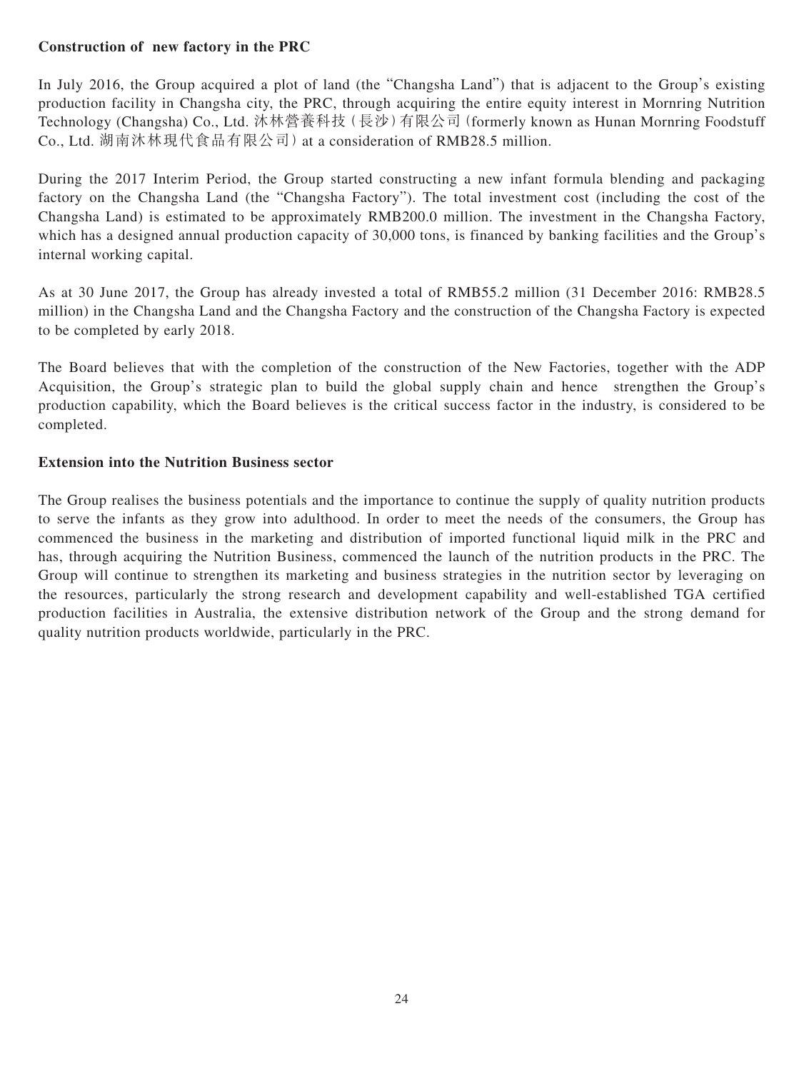**Construction of new factory in the PRC**

In July 2016, the Group acquired a plot of land (the "Changsha Land") that is adjacent to the Group's existing production facility in Changsha city, the PRC, through acquiring the entire equity interest in Mornring Nutrition Technology (Changsha) Co., Ltd. 沐林營養科技（長沙）有限公司 (formerly known as Hunan Mornring Foodstuff Co., Ltd. 湖南沐林現代食品有限公司) at a consideration of RMB28.5 million.

During the 2017 Interim Period, the Group started constructing a new infant formula blending and packaging factory on the Changsha Land (the "Changsha Factory"). The total investment cost (including the cost of the Changsha Land) is estimated to be approximately RMB200.0 million. The investment in the Changsha Factory, which has a designed annual production capacity of 30,000 tons, is financed by banking facilities and the Group's internal working capital.

As at 30 June 2017, the Group has already invested a total of RMB55.2 million (31 December 2016: RMB28.5 million) in the Changsha Land and the Changsha Factory and the construction of the Changsha Factory is expected to be completed by early 2018.

The Board believes that with the completion of the construction of the New Factories, together with the ADP Acquisition, the Group's strategic plan to build the global supply chain and hence strengthen the Group's production capability, which the Board believes is the critical success factor in the industry, is considered to be completed.

**Extension into the Nutrition Business sector**

The Group realises the business potentials and the importance to continue the supply of quality nutrition products to serve the infants as they grow into adulthood. In order to meet the needs of the consumers, the Group has commenced the business in the marketing and distribution of imported functional liquid milk in the PRC and has, through acquiring the Nutrition Business, commenced the launch of the nutrition products in the PRC. The Group will continue to strengthen its marketing and business strategies in the nutrition sector by leveraging on the resources, particularly the strong research and development capability and well-established TGA certified production facilities in Australia, the extensive distribution network of the Group and the strong demand for quality nutrition products worldwide, particularly in the PRC.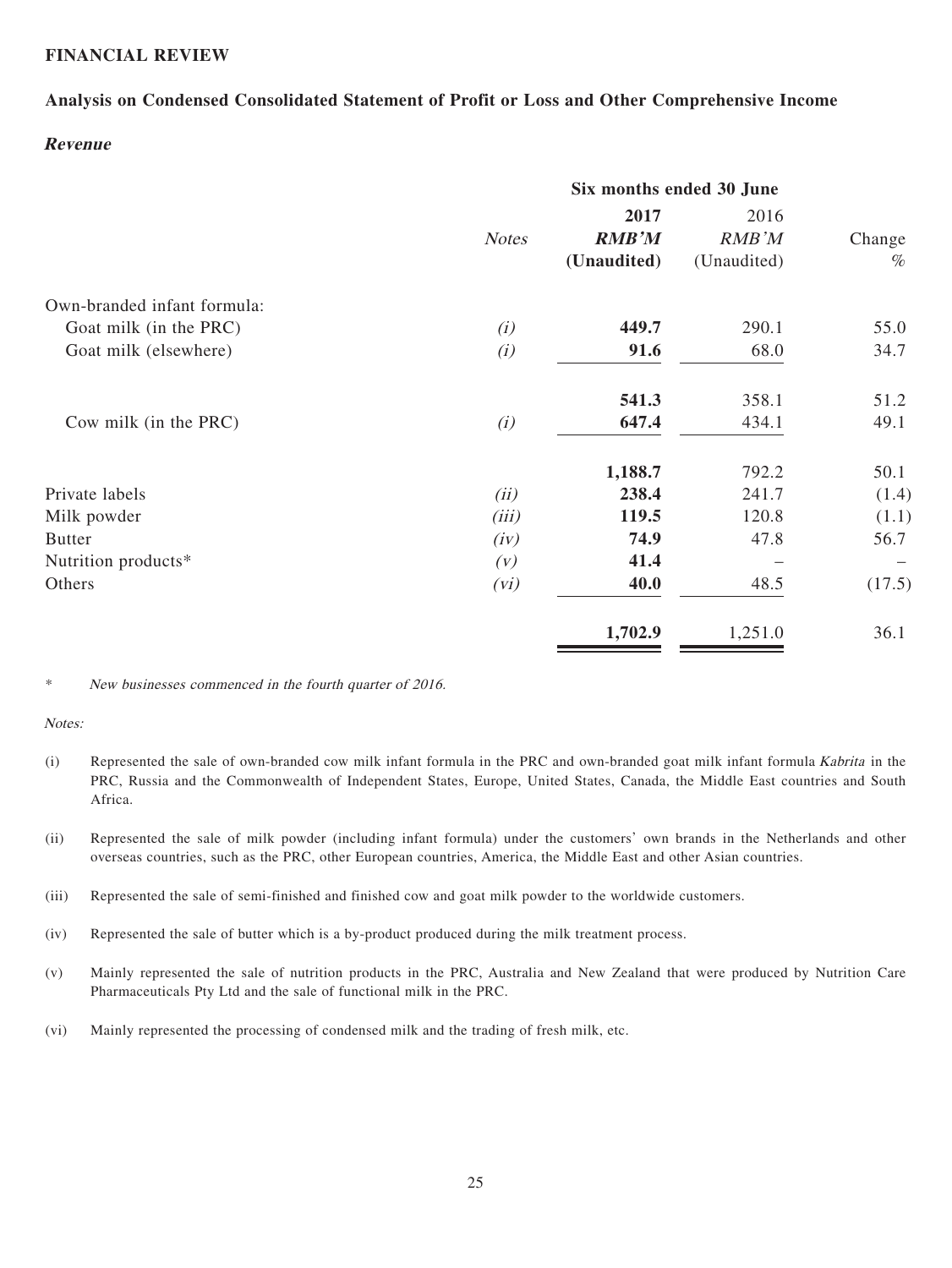## FINANCIAL REVIEW

### Analysis on Condensed Consolidated Statement of Profit or Loss and Other Comprehensive Income

#### *Revenue*

| | | Six months ended 30 June | | |
|---|---|---|---|---|
| | *Notes* | **2017** | 2016 | Change |
| | | ***RMB'M*** | *RMB'M* | % |
| | | **(Unaudited)** | (Unaudited) | |
| Own-branded infant formula: | | | | |
| Goat milk (in the PRC) | *(i)* | **449.7** | 290.1 | 55.0 |
| Goat milk (elsewhere) | *(i)* | **91.6** | 68.0 | 34.7 |
| | | **541.3** | 358.1 | 51.2 |
| Cow milk (in the PRC) | *(i)* | **647.4** | 434.1 | 49.1 |
| | | **1,188.7** | 792.2 | 50.1 |
| Private labels | *(ii)* | **238.4** | 241.7 | (1.4) |
| Milk powder | *(iii)* | **119.5** | 120.8 | (1.1) |
| Butter | *(iv)* | **74.9** | 47.8 | 56.7 |
| Nutrition products* | *(v)* | **41.4** | – | – |
| Others | *(vi)* | **40.0** | 48.5 | (17.5) |
| | | **1,702.9** | 1,251.0 | 36.1 |

\* *New businesses commenced in the fourth quarter of 2016.*

*Notes:*

(i) Represented the sale of own-branded cow milk infant formula in the PRC and own-branded goat milk infant formula *Kabrita* in the PRC, Russia and the Commonwealth of Independent States, Europe, United States, Canada, the Middle East countries and South Africa.

(ii) Represented the sale of milk powder (including infant formula) under the customers' own brands in the Netherlands and other overseas countries, such as the PRC, other European countries, America, the Middle East and other Asian countries.

(iii) Represented the sale of semi-finished and finished cow and goat milk powder to the worldwide customers.

(iv) Represented the sale of butter which is a by-product produced during the milk treatment process.

(v) Mainly represented the sale of nutrition products in the PRC, Australia and New Zealand that were produced by Nutrition Care Pharmaceuticals Pty Ltd and the sale of functional milk in the PRC.

(vi) Mainly represented the processing of condensed milk and the trading of fresh milk, etc.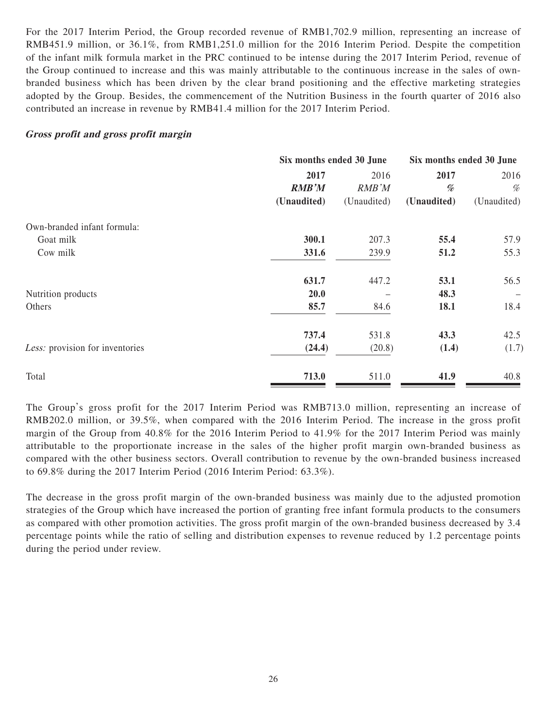For the 2017 Interim Period, the Group recorded revenue of RMB1,702.9 million, representing an increase of RMB451.9 million, or 36.1%, from RMB1,251.0 million for the 2016 Interim Period. Despite the competition of the infant milk formula market in the PRC continued to be intense during the 2017 Interim Period, revenue of the Group continued to increase and this was mainly attributable to the continuous increase in the sales of own-branded business which has been driven by the clear brand positioning and the effective marketing strategies adopted by the Group. Besides, the commencement of the Nutrition Business in the fourth quarter of 2016 also contributed an increase in revenue by RMB41.4 million for the 2017 Interim Period.

***Gross profit and gross profit margin***

| | Six months ended 30 June | | Six months ended 30 June | |
|---|---|---|---|---|
| | **2017** | 2016 | **2017** | 2016 |
| | ***RMB'M*** | *RMB'M* | ***%*** | *%* |
| | **(Unaudited)** | (Unaudited) | **(Unaudited)** | (Unaudited) |
| Own-branded infant formula: | | | | |
| Goat milk | **300.1** | 207.3 | **55.4** | 57.9 |
| Cow milk | **331.6** | 239.9 | **51.2** | 55.3 |
| | **631.7** | 447.2 | **53.1** | 56.5 |
| Nutrition products | **20.0** | – | **48.3** | – |
| Others | **85.7** | 84.6 | **18.1** | 18.4 |
| | **737.4** | 531.8 | **43.3** | 42.5 |
| *Less:* provision for inventories | **(24.4)** | (20.8) | **(1.4)** | (1.7) |
| Total | **713.0** | 511.0 | **41.9** | 40.8 |

The Group's gross profit for the 2017 Interim Period was RMB713.0 million, representing an increase of RMB202.0 million, or 39.5%, when compared with the 2016 Interim Period. The increase in the gross profit margin of the Group from 40.8% for the 2016 Interim Period to 41.9% for the 2017 Interim Period was mainly attributable to the proportionate increase in the sales of the higher profit margin own-branded business as compared with the other business sectors. Overall contribution to revenue by the own-branded business increased to 69.8% during the 2017 Interim Period (2016 Interim Period: 63.3%).

The decrease in the gross profit margin of the own-branded business was mainly due to the adjusted promotion strategies of the Group which have increased the portion of granting free infant formula products to the consumers as compared with other promotion activities. The gross profit margin of the own-branded business decreased by 3.4 percentage points while the ratio of selling and distribution expenses to revenue reduced by 1.2 percentage points during the period under review.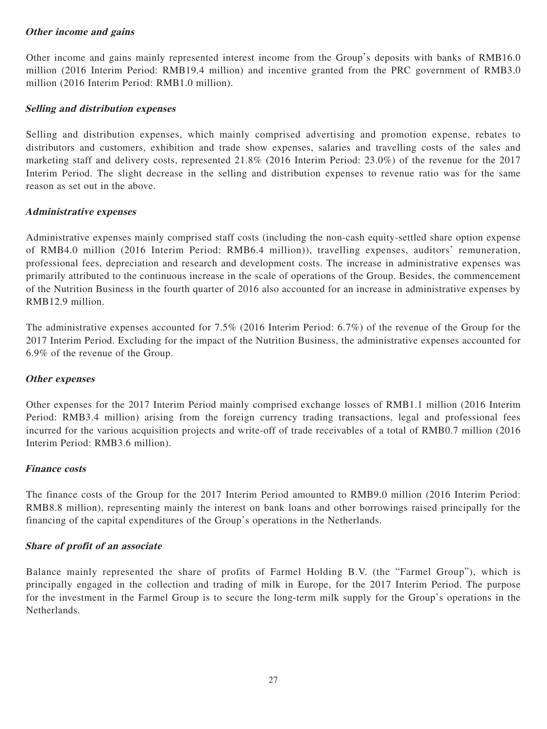#### ***Other income and gains***

Other income and gains mainly represented interest income from the Group's deposits with banks of RMB16.0 million (2016 Interim Period: RMB19.4 million) and incentive granted from the PRC government of RMB3.0 million (2016 Interim Period: RMB1.0 million).

#### ***Selling and distribution expenses***

Selling and distribution expenses, which mainly comprised advertising and promotion expense, rebates to distributors and customers, exhibition and trade show expenses, salaries and travelling costs of the sales and marketing staff and delivery costs, represented 21.8% (2016 Interim Period: 23.0%) of the revenue for the 2017 Interim Period. The slight decrease in the selling and distribution expenses to revenue ratio was for the same reason as set out in the above.

#### ***Administrative expenses***

Administrative expenses mainly comprised staff costs (including the non-cash equity-settled share option expense of RMB4.0 million (2016 Interim Period: RMB6.4 million)), travelling expenses, auditors' remuneration, professional fees, depreciation and research and development costs. The increase in administrative expenses was primarily attributed to the continuous increase in the scale of operations of the Group. Besides, the commencement of the Nutrition Business in the fourth quarter of 2016 also accounted for an increase in administrative expenses by RMB12.9 million.

The administrative expenses accounted for 7.5% (2016 Interim Period: 6.7%) of the revenue of the Group for the 2017 Interim Period. Excluding for the impact of the Nutrition Business, the administrative expenses accounted for 6.9% of the revenue of the Group.

#### ***Other expenses***

Other expenses for the 2017 Interim Period mainly comprised exchange losses of RMB1.1 million (2016 Interim Period: RMB3.4 million) arising from the foreign currency trading transactions, legal and professional fees incurred for the various acquisition projects and write-off of trade receivables of a total of RMB0.7 million (2016 Interim Period: RMB3.6 million).

#### ***Finance costs***

The finance costs of the Group for the 2017 Interim Period amounted to RMB9.0 million (2016 Interim Period: RMB8.8 million), representing mainly the interest on bank loans and other borrowings raised principally for the financing of the capital expenditures of the Group's operations in the Netherlands.

#### ***Share of profit of an associate***

Balance mainly represented the share of profits of Farmel Holding B.V. (the "Farmel Group"), which is principally engaged in the collection and trading of milk in Europe, for the 2017 Interim Period. The purpose for the investment in the Farmel Group is to secure the long-term milk supply for the Group's operations in the Netherlands.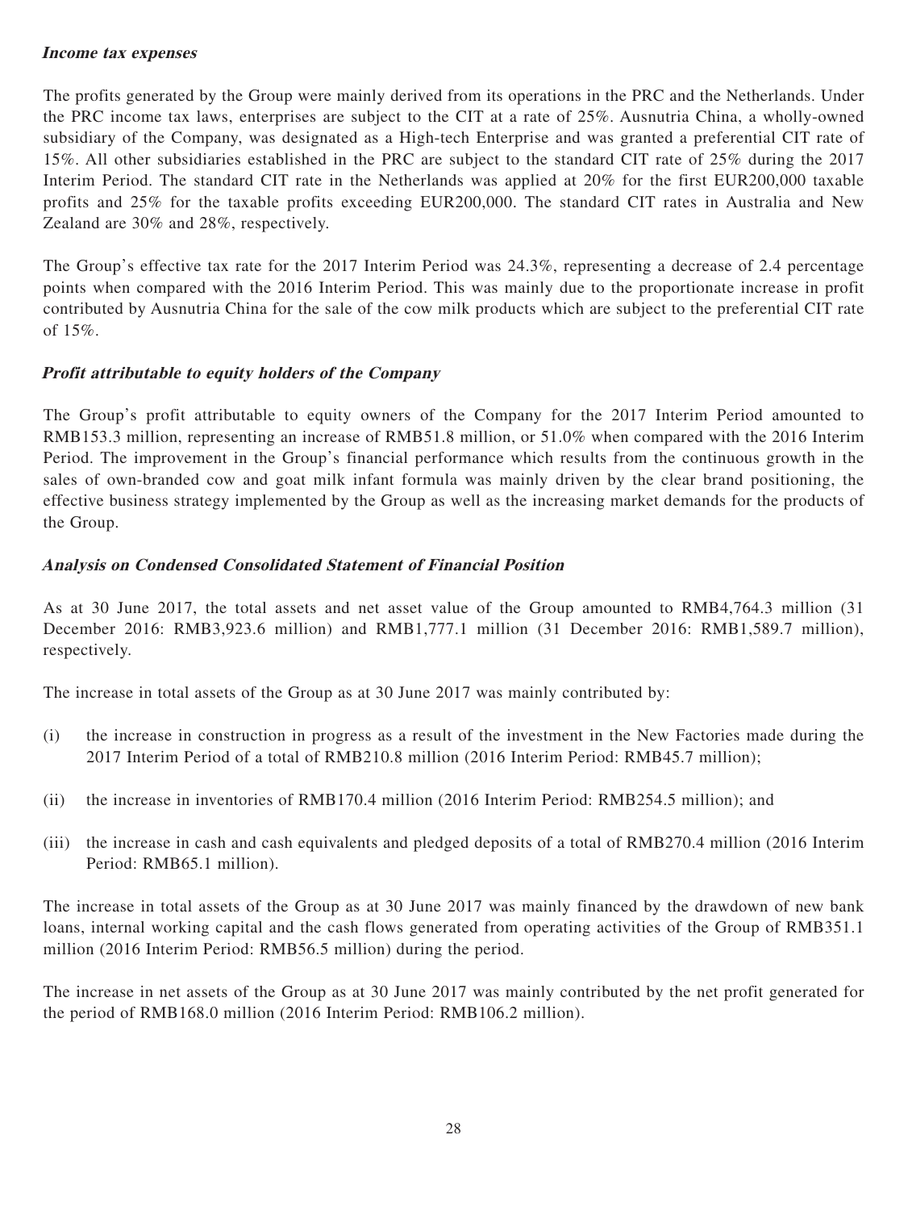***Income tax expenses***

The profits generated by the Group were mainly derived from its operations in the PRC and the Netherlands. Under the PRC income tax laws, enterprises are subject to the CIT at a rate of 25%. Ausnutria China, a wholly-owned subsidiary of the Company, was designated as a High-tech Enterprise and was granted a preferential CIT rate of 15%. All other subsidiaries established in the PRC are subject to the standard CIT rate of 25% during the 2017 Interim Period. The standard CIT rate in the Netherlands was applied at 20% for the first EUR200,000 taxable profits and 25% for the taxable profits exceeding EUR200,000. The standard CIT rates in Australia and New Zealand are 30% and 28%, respectively.

The Group's effective tax rate for the 2017 Interim Period was 24.3%, representing a decrease of 2.4 percentage points when compared with the 2016 Interim Period. This was mainly due to the proportionate increase in profit contributed by Ausnutria China for the sale of the cow milk products which are subject to the preferential CIT rate of 15%.

***Profit attributable to equity holders of the Company***

The Group's profit attributable to equity owners of the Company for the 2017 Interim Period amounted to RMB153.3 million, representing an increase of RMB51.8 million, or 51.0% when compared with the 2016 Interim Period. The improvement in the Group's financial performance which results from the continuous growth in the sales of own-branded cow and goat milk infant formula was mainly driven by the clear brand positioning, the effective business strategy implemented by the Group as well as the increasing market demands for the products of the Group.

***Analysis on Condensed Consolidated Statement of Financial Position***

As at 30 June 2017, the total assets and net asset value of the Group amounted to RMB4,764.3 million (31 December 2016: RMB3,923.6 million) and RMB1,777.1 million (31 December 2016: RMB1,589.7 million), respectively.

The increase in total assets of the Group as at 30 June 2017 was mainly contributed by:

(i) the increase in construction in progress as a result of the investment in the New Factories made during the 2017 Interim Period of a total of RMB210.8 million (2016 Interim Period: RMB45.7 million);

(ii) the increase in inventories of RMB170.4 million (2016 Interim Period: RMB254.5 million); and

(iii) the increase in cash and cash equivalents and pledged deposits of a total of RMB270.4 million (2016 Interim Period: RMB65.1 million).

The increase in total assets of the Group as at 30 June 2017 was mainly financed by the drawdown of new bank loans, internal working capital and the cash flows generated from operating activities of the Group of RMB351.1 million (2016 Interim Period: RMB56.5 million) during the period.

The increase in net assets of the Group as at 30 June 2017 was mainly contributed by the net profit generated for the period of RMB168.0 million (2016 Interim Period: RMB106.2 million).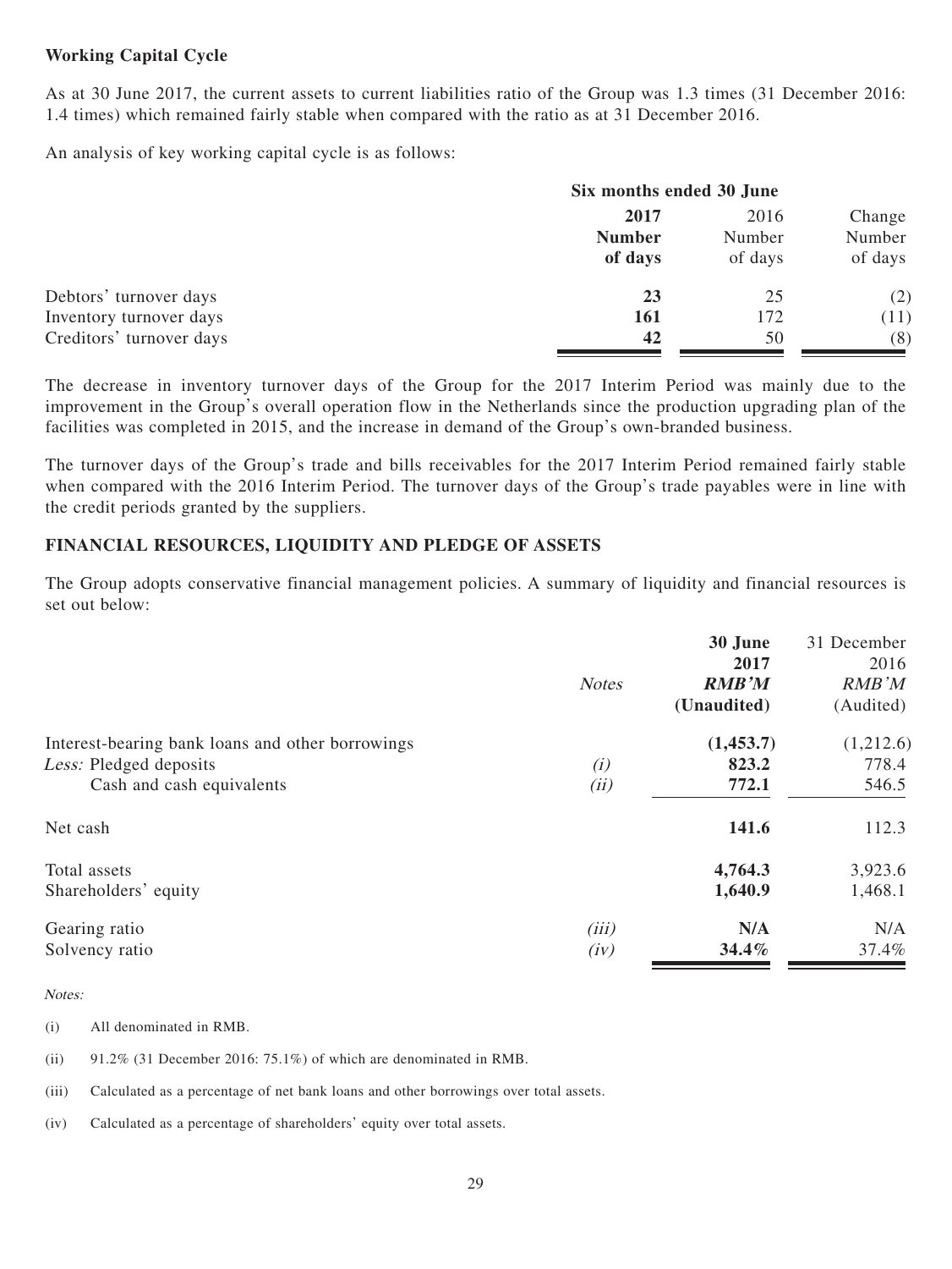**Working Capital Cycle**

As at 30 June 2017, the current assets to current liabilities ratio of the Group was 1.3 times (31 December 2016: 1.4 times) which remained fairly stable when compared with the ratio as at 31 December 2016.

An analysis of key working capital cycle is as follows:

| | Six months ended 30 June | | |
|---|---|---|---|
| | **2017** | 2016 | Change |
| | **Number of days** | Number of days | Number of days |
| Debtors' turnover days | **23** | 25 | (2) |
| Inventory turnover days | **161** | 172 | (11) |
| Creditors' turnover days | **42** | 50 | (8) |

The decrease in inventory turnover days of the Group for the 2017 Interim Period was mainly due to the improvement in the Group's overall operation flow in the Netherlands since the production upgrading plan of the facilities was completed in 2015, and the increase in demand of the Group's own-branded business.

The turnover days of the Group's trade and bills receivables for the 2017 Interim Period remained fairly stable when compared with the 2016 Interim Period. The turnover days of the Group's trade payables were in line with the credit periods granted by the suppliers.

## FINANCIAL RESOURCES, LIQUIDITY AND PLEDGE OF ASSETS

The Group adopts conservative financial management policies. A summary of liquidity and financial resources is set out below:

| | *Notes* | **30 June 2017** | 31 December 2016 |
|---|---|---|---|
| | | ***RMB'M*** | *RMB'M* |
| | | **(Unaudited)** | (Audited) |
| Interest-bearing bank loans and other borrowings | | **(1,453.7)** | (1,212.6) |
| *Less:* Pledged deposits | *(i)* | **823.2** | 778.4 |
| Cash and cash equivalents | *(ii)* | **772.1** | 546.5 |
| Net cash | | **141.6** | 112.3 |
| Total assets | | **4,764.3** | 3,923.6 |
| Shareholders' equity | | **1,640.9** | 1,468.1 |
| Gearing ratio | *(iii)* | **N/A** | N/A |
| Solvency ratio | *(iv)* | **34.4%** | 37.4% |

*Notes:*

(i) All denominated in RMB.

(ii) 91.2% (31 December 2016: 75.1%) of which are denominated in RMB.

(iii) Calculated as a percentage of net bank loans and other borrowings over total assets.

(iv) Calculated as a percentage of shareholders' equity over total assets.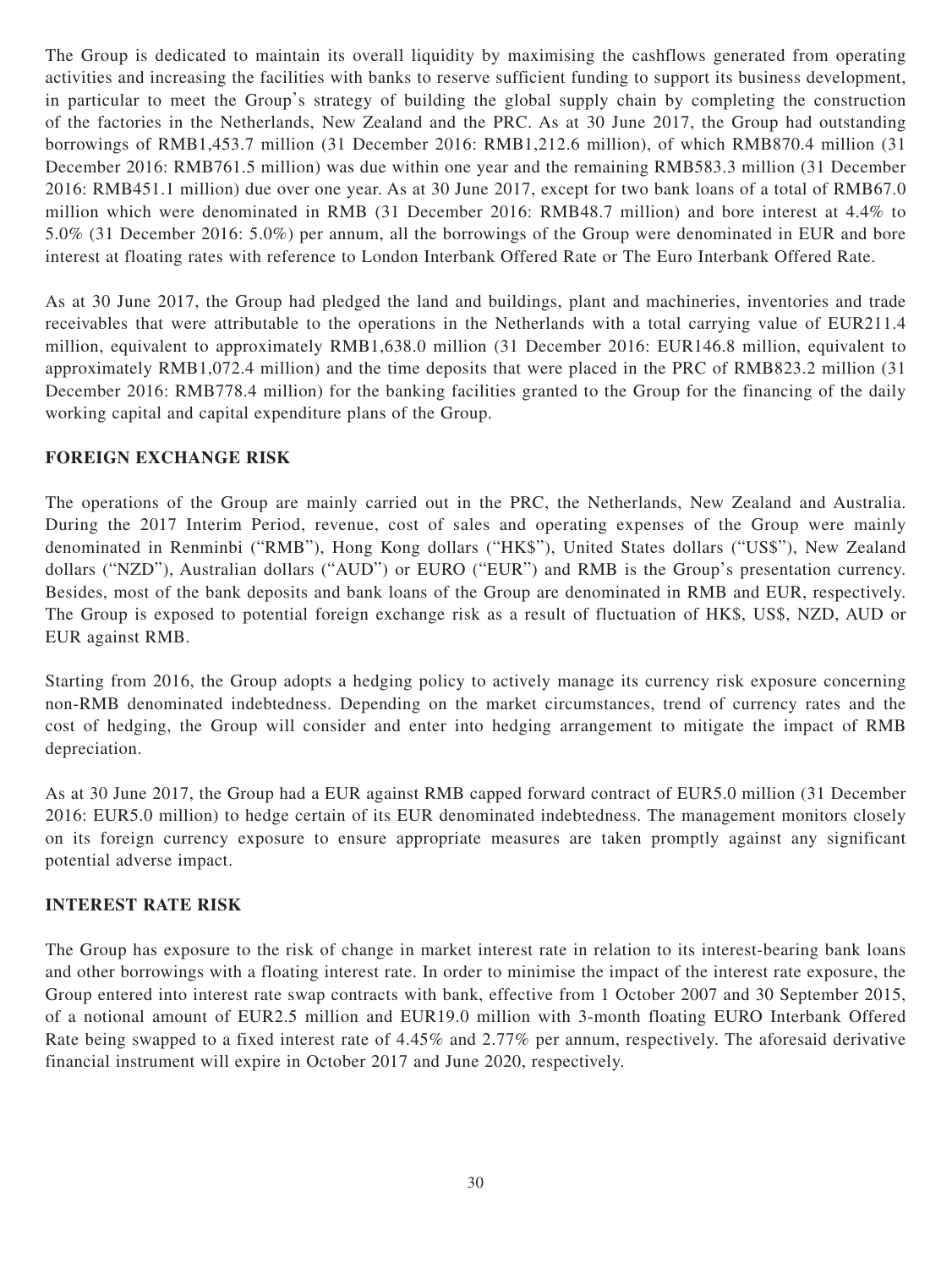The Group is dedicated to maintain its overall liquidity by maximising the cashflows generated from operating activities and increasing the facilities with banks to reserve sufficient funding to support its business development, in particular to meet the Group's strategy of building the global supply chain by completing the construction of the factories in the Netherlands, New Zealand and the PRC. As at 30 June 2017, the Group had outstanding borrowings of RMB1,453.7 million (31 December 2016: RMB1,212.6 million), of which RMB870.4 million (31 December 2016: RMB761.5 million) was due within one year and the remaining RMB583.3 million (31 December 2016: RMB451.1 million) due over one year. As at 30 June 2017, except for two bank loans of a total of RMB67.0 million which were denominated in RMB (31 December 2016: RMB48.7 million) and bore interest at 4.4% to 5.0% (31 December 2016: 5.0%) per annum, all the borrowings of the Group were denominated in EUR and bore interest at floating rates with reference to London Interbank Offered Rate or The Euro Interbank Offered Rate.

As at 30 June 2017, the Group had pledged the land and buildings, plant and machineries, inventories and trade receivables that were attributable to the operations in the Netherlands with a total carrying value of EUR211.4 million, equivalent to approximately RMB1,638.0 million (31 December 2016: EUR146.8 million, equivalent to approximately RMB1,072.4 million) and the time deposits that were placed in the PRC of RMB823.2 million (31 December 2016: RMB778.4 million) for the banking facilities granted to the Group for the financing of the daily working capital and capital expenditure plans of the Group.

## FOREIGN EXCHANGE RISK

The operations of the Group are mainly carried out in the PRC, the Netherlands, New Zealand and Australia. During the 2017 Interim Period, revenue, cost of sales and operating expenses of the Group were mainly denominated in Renminbi ("RMB"), Hong Kong dollars ("HK$"), United States dollars ("US$"), New Zealand dollars ("NZD"), Australian dollars ("AUD") or EURO ("EUR") and RMB is the Group's presentation currency. Besides, most of the bank deposits and bank loans of the Group are denominated in RMB and EUR, respectively. The Group is exposed to potential foreign exchange risk as a result of fluctuation of HK$, US$, NZD, AUD or EUR against RMB.

Starting from 2016, the Group adopts a hedging policy to actively manage its currency risk exposure concerning non-RMB denominated indebtedness. Depending on the market circumstances, trend of currency rates and the cost of hedging, the Group will consider and enter into hedging arrangement to mitigate the impact of RMB depreciation.

As at 30 June 2017, the Group had a EUR against RMB capped forward contract of EUR5.0 million (31 December 2016: EUR5.0 million) to hedge certain of its EUR denominated indebtedness. The management monitors closely on its foreign currency exposure to ensure appropriate measures are taken promptly against any significant potential adverse impact.

## INTEREST RATE RISK

The Group has exposure to the risk of change in market interest rate in relation to its interest-bearing bank loans and other borrowings with a floating interest rate. In order to minimise the impact of the interest rate exposure, the Group entered into interest rate swap contracts with bank, effective from 1 October 2007 and 30 September 2015, of a notional amount of EUR2.5 million and EUR19.0 million with 3-month floating EURO Interbank Offered Rate being swapped to a fixed interest rate of 4.45% and 2.77% per annum, respectively. The aforesaid derivative financial instrument will expire in October 2017 and June 2020, respectively.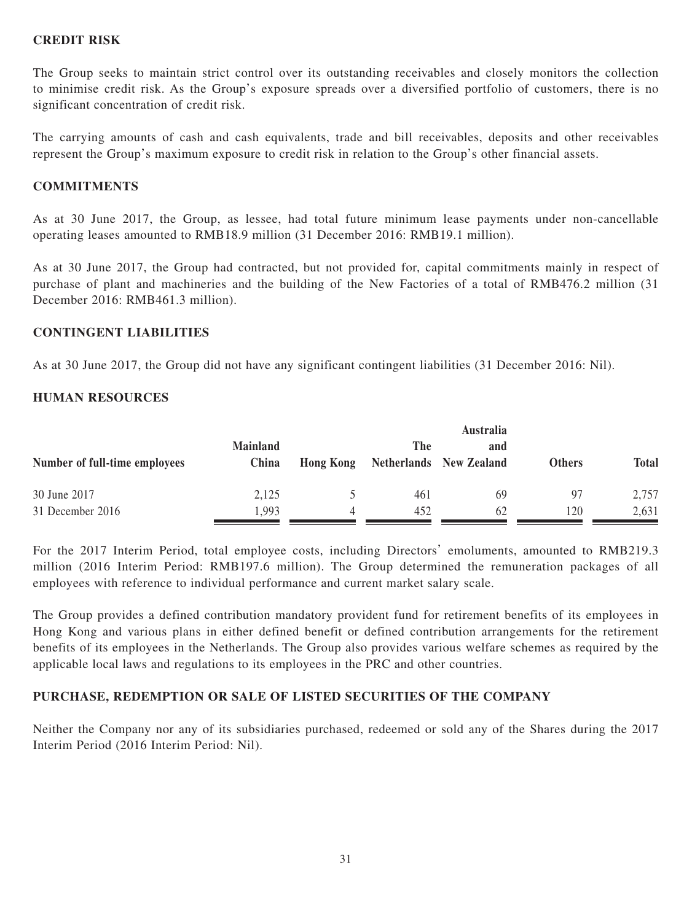## CREDIT RISK

The Group seeks to maintain strict control over its outstanding receivables and closely monitors the collection to minimise credit risk. As the Group's exposure spreads over a diversified portfolio of customers, there is no significant concentration of credit risk.

The carrying amounts of cash and cash equivalents, trade and bill receivables, deposits and other receivables represent the Group's maximum exposure to credit risk in relation to the Group's other financial assets.

## COMMITMENTS

As at 30 June 2017, the Group, as lessee, had total future minimum lease payments under non-cancellable operating leases amounted to RMB18.9 million (31 December 2016: RMB19.1 million).

As at 30 June 2017, the Group had contracted, but not provided for, capital commitments mainly in respect of purchase of plant and machineries and the building of the New Factories of a total of RMB476.2 million (31 December 2016: RMB461.3 million).

## CONTINGENT LIABILITIES

As at 30 June 2017, the Group did not have any significant contingent liabilities (31 December 2016: Nil).

## HUMAN RESOURCES

| Number of full-time employees | Mainland China | Hong Kong | The Netherlands | Australia and New Zealand | Others | Total |
|---|---|---|---|---|---|---|
| 30 June 2017 | 2,125 | 5 | 461 | 69 | 97 | 2,757 |
| 31 December 2016 | 1,993 | 4 | 452 | 62 | 120 | 2,631 |

For the 2017 Interim Period, total employee costs, including Directors' emoluments, amounted to RMB219.3 million (2016 Interim Period: RMB197.6 million). The Group determined the remuneration packages of all employees with reference to individual performance and current market salary scale.

The Group provides a defined contribution mandatory provident fund for retirement benefits of its employees in Hong Kong and various plans in either defined benefit or defined contribution arrangements for the retirement benefits of its employees in the Netherlands. The Group also provides various welfare schemes as required by the applicable local laws and regulations to its employees in the PRC and other countries.

## PURCHASE, REDEMPTION OR SALE OF LISTED SECURITIES OF THE COMPANY

Neither the Company nor any of its subsidiaries purchased, redeemed or sold any of the Shares during the 2017 Interim Period (2016 Interim Period: Nil).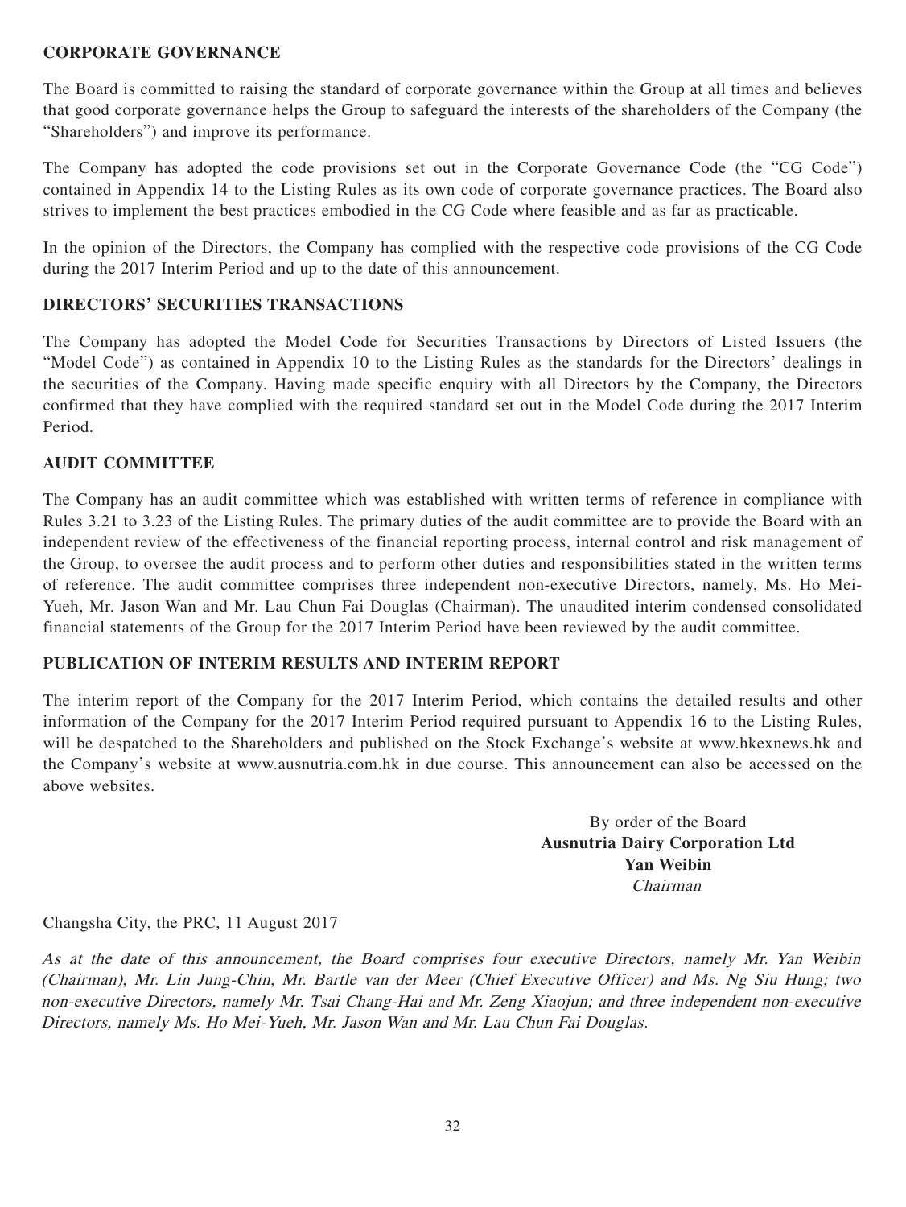## CORPORATE GOVERNANCE

The Board is committed to raising the standard of corporate governance within the Group at all times and believes that good corporate governance helps the Group to safeguard the interests of the shareholders of the Company (the "Shareholders") and improve its performance.

The Company has adopted the code provisions set out in the Corporate Governance Code (the "CG Code") contained in Appendix 14 to the Listing Rules as its own code of corporate governance practices. The Board also strives to implement the best practices embodied in the CG Code where feasible and as far as practicable.

In the opinion of the Directors, the Company has complied with the respective code provisions of the CG Code during the 2017 Interim Period and up to the date of this announcement.

## DIRECTORS' SECURITIES TRANSACTIONS

The Company has adopted the Model Code for Securities Transactions by Directors of Listed Issuers (the "Model Code") as contained in Appendix 10 to the Listing Rules as the standards for the Directors' dealings in the securities of the Company. Having made specific enquiry with all Directors by the Company, the Directors confirmed that they have complied with the required standard set out in the Model Code during the 2017 Interim Period.

## AUDIT COMMITTEE

The Company has an audit committee which was established with written terms of reference in compliance with Rules 3.21 to 3.23 of the Listing Rules. The primary duties of the audit committee are to provide the Board with an independent review of the effectiveness of the financial reporting process, internal control and risk management of the Group, to oversee the audit process and to perform other duties and responsibilities stated in the written terms of reference. The audit committee comprises three independent non-executive Directors, namely, Ms. Ho Mei-Yueh, Mr. Jason Wan and Mr. Lau Chun Fai Douglas (Chairman). The unaudited interim condensed consolidated financial statements of the Group for the 2017 Interim Period have been reviewed by the audit committee.

## PUBLICATION OF INTERIM RESULTS AND INTERIM REPORT

The interim report of the Company for the 2017 Interim Period, which contains the detailed results and other information of the Company for the 2017 Interim Period required pursuant to Appendix 16 to the Listing Rules, will be despatched to the Shareholders and published on the Stock Exchange's website at www.hkexnews.hk and the Company's website at www.ausnutria.com.hk in due course. This announcement can also be accessed on the above websites.

By order of the Board
**Ausnutria Dairy Corporation Ltd**
**Yan Weibin**
*Chairman*

Changsha City, the PRC, 11 August 2017

*As at the date of this announcement, the Board comprises four executive Directors, namely Mr. Yan Weibin (Chairman), Mr. Lin Jung-Chin, Mr. Bartle van der Meer (Chief Executive Officer) and Ms. Ng Siu Hung; two non-executive Directors, namely Mr. Tsai Chang-Hai and Mr. Zeng Xiaojun; and three independent non-executive Directors, namely Ms. Ho Mei-Yueh, Mr. Jason Wan and Mr. Lau Chun Fai Douglas.*